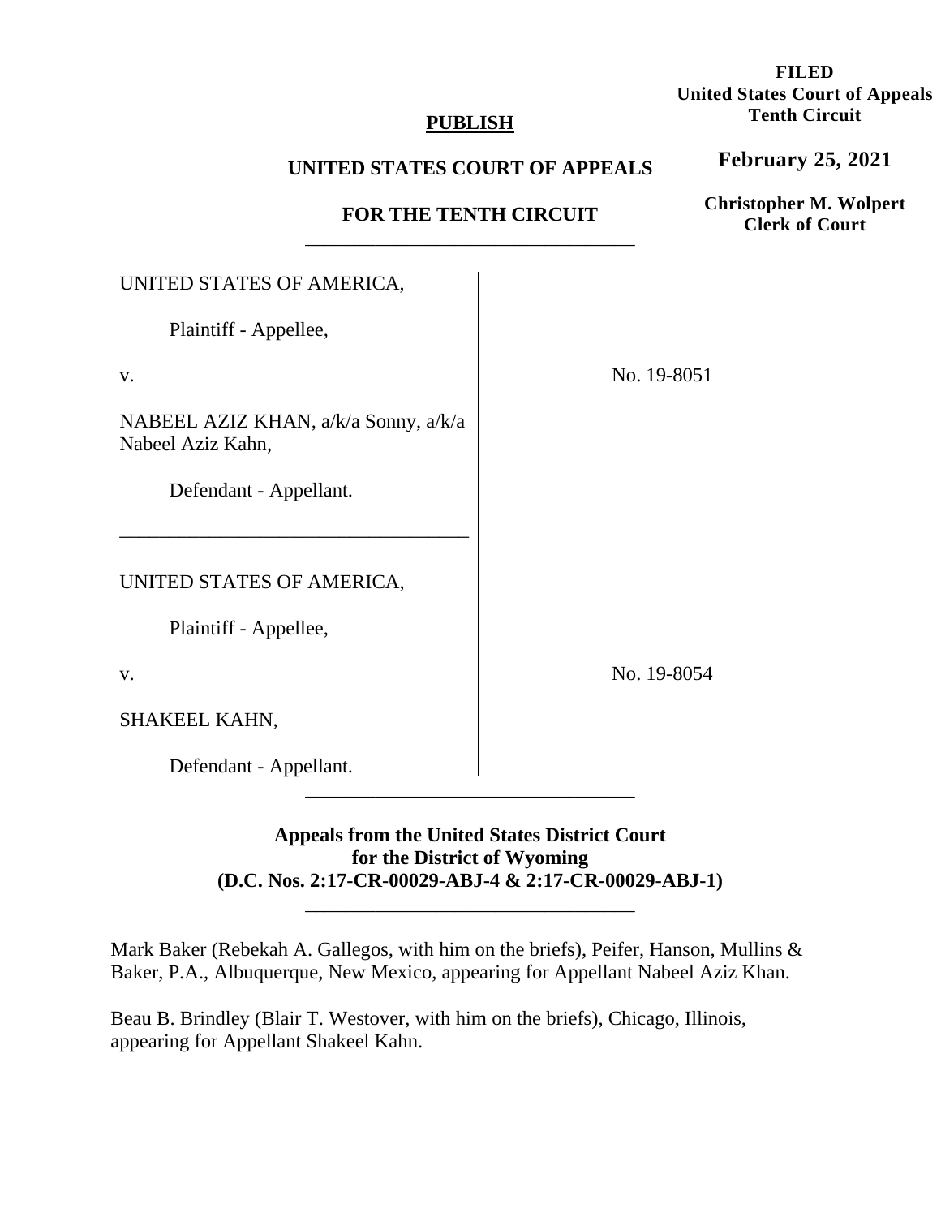**FILED**
**United States Court of Appeals**
**Tenth Circuit**

**February 25, 2021**

**Christopher M. Wolpert**
**Clerk of Court**

**PUBLISH**

**UNITED STATES COURT OF APPEALS**

**FOR THE TENTH CIRCUIT**

---

UNITED STATES OF AMERICA,

Plaintiff - Appellee,

v.

NABEEL AZIZ KHAN, a/k/a Sonny, a/k/a Nabeel Aziz Kahn,

Defendant - Appellant.

No. 19-8051

---

UNITED STATES OF AMERICA,

Plaintiff - Appellee,

v.

SHAKEEL KAHN,

Defendant - Appellant.

No. 19-8054

---

**Appeals from the United States District Court for the District of Wyoming (D.C. Nos. 2:17-CR-00029-ABJ-4 & 2:17-CR-00029-ABJ-1)**

---

Mark Baker (Rebekah A. Gallegos, with him on the briefs), Peifer, Hanson, Mullins & Baker, P.A., Albuquerque, New Mexico, appearing for Appellant Nabeel Aziz Khan.

Beau B. Brindley (Blair T. Westover, with him on the briefs), Chicago, Illinois, appearing for Appellant Shakeel Kahn.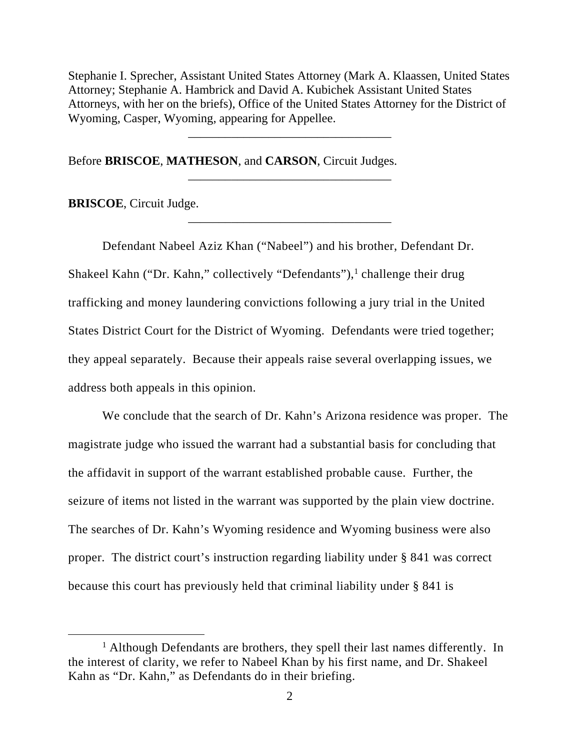Stephanie I. Sprecher, Assistant United States Attorney (Mark A. Klaassen, United States Attorney; Stephanie A. Hambrick and David A. Kubichek Assistant United States Attorneys, with her on the briefs), Office of the United States Attorney for the District of Wyoming, Casper, Wyoming, appearing for Appellee.

---

Before **BRISCOE**, **MATHESON**, and **CARSON**, Circuit Judges.

---

**BRISCOE**, Circuit Judge.

---

Defendant Nabeel Aziz Khan ("Nabeel") and his brother, Defendant Dr. Shakeel Kahn ("Dr. Kahn," collectively "Defendants"),[1] challenge their drug trafficking and money laundering convictions following a jury trial in the United States District Court for the District of Wyoming. Defendants were tried together; they appeal separately. Because their appeals raise several overlapping issues, we address both appeals in this opinion.

We conclude that the search of Dr. Kahn's Arizona residence was proper. The magistrate judge who issued the warrant had a substantial basis for concluding that the affidavit in support of the warrant established probable cause. Further, the seizure of items not listed in the warrant was supported by the plain view doctrine. The searches of Dr. Kahn's Wyoming residence and Wyoming business were also proper. The district court's instruction regarding liability under § 841 was correct because this court has previously held that criminal liability under § 841 is

[1] Although Defendants are brothers, they spell their last names differently. In the interest of clarity, we refer to Nabeel Khan by his first name, and Dr. Shakeel Kahn as "Dr. Kahn," as Defendants do in their briefing.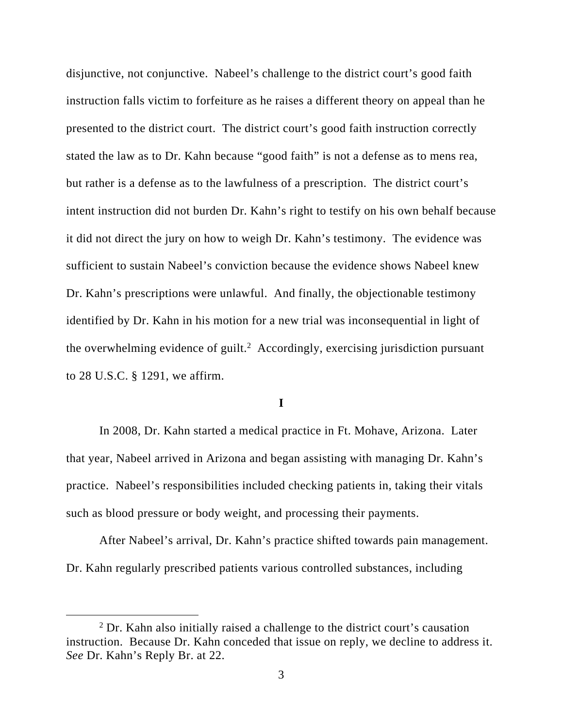disjunctive, not conjunctive. Nabeel's challenge to the district court's good faith instruction falls victim to forfeiture as he raises a different theory on appeal than he presented to the district court. The district court's good faith instruction correctly stated the law as to Dr. Kahn because "good faith" is not a defense as to mens rea, but rather is a defense as to the lawfulness of a prescription. The district court's intent instruction did not burden Dr. Kahn's right to testify on his own behalf because it did not direct the jury on how to weigh Dr. Kahn's testimony. The evidence was sufficient to sustain Nabeel's conviction because the evidence shows Nabeel knew Dr. Kahn's prescriptions were unlawful. And finally, the objectionable testimony identified by Dr. Kahn in his motion for a new trial was inconsequential in light of the overwhelming evidence of guilt.[2] Accordingly, exercising jurisdiction pursuant to 28 U.S.C. § 1291, we affirm.

**I**

In 2008, Dr. Kahn started a medical practice in Ft. Mohave, Arizona. Later that year, Nabeel arrived in Arizona and began assisting with managing Dr. Kahn's practice. Nabeel's responsibilities included checking patients in, taking their vitals such as blood pressure or body weight, and processing their payments.

After Nabeel's arrival, Dr. Kahn's practice shifted towards pain management. Dr. Kahn regularly prescribed patients various controlled substances, including

[2] Dr. Kahn also initially raised a challenge to the district court's causation instruction. Because Dr. Kahn conceded that issue on reply, we decline to address it. *See* Dr. Kahn's Reply Br. at 22.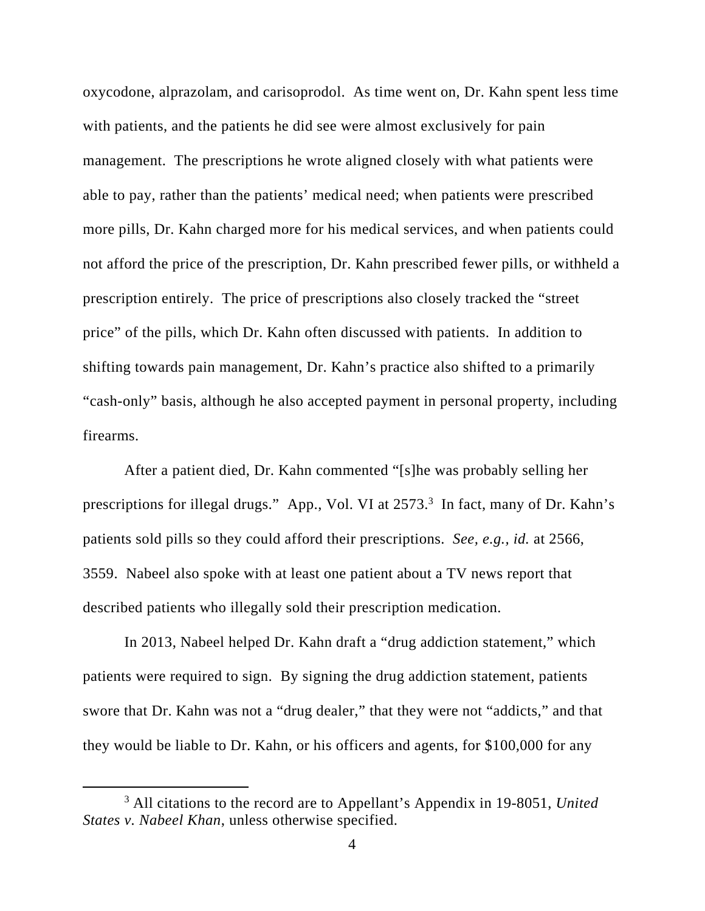oxycodone, alprazolam, and carisoprodol. As time went on, Dr. Kahn spent less time with patients, and the patients he did see were almost exclusively for pain management. The prescriptions he wrote aligned closely with what patients were able to pay, rather than the patients' medical need; when patients were prescribed more pills, Dr. Kahn charged more for his medical services, and when patients could not afford the price of the prescription, Dr. Kahn prescribed fewer pills, or withheld a prescription entirely. The price of prescriptions also closely tracked the "street price" of the pills, which Dr. Kahn often discussed with patients. In addition to shifting towards pain management, Dr. Kahn's practice also shifted to a primarily "cash-only" basis, although he also accepted payment in personal property, including firearms.

After a patient died, Dr. Kahn commented "[s]he was probably selling her prescriptions for illegal drugs." App., Vol. VI at 2573.[3] In fact, many of Dr. Kahn's patients sold pills so they could afford their prescriptions. *See, e.g.*, *id.* at 2566, 3559. Nabeel also spoke with at least one patient about a TV news report that described patients who illegally sold their prescription medication.

In 2013, Nabeel helped Dr. Kahn draft a "drug addiction statement," which patients were required to sign. By signing the drug addiction statement, patients swore that Dr. Kahn was not a "drug dealer," that they were not "addicts," and that they would be liable to Dr. Kahn, or his officers and agents, for $100,000 for any

[3] All citations to the record are to Appellant's Appendix in 19-8051, *United States v. Nabeel Khan*, unless otherwise specified.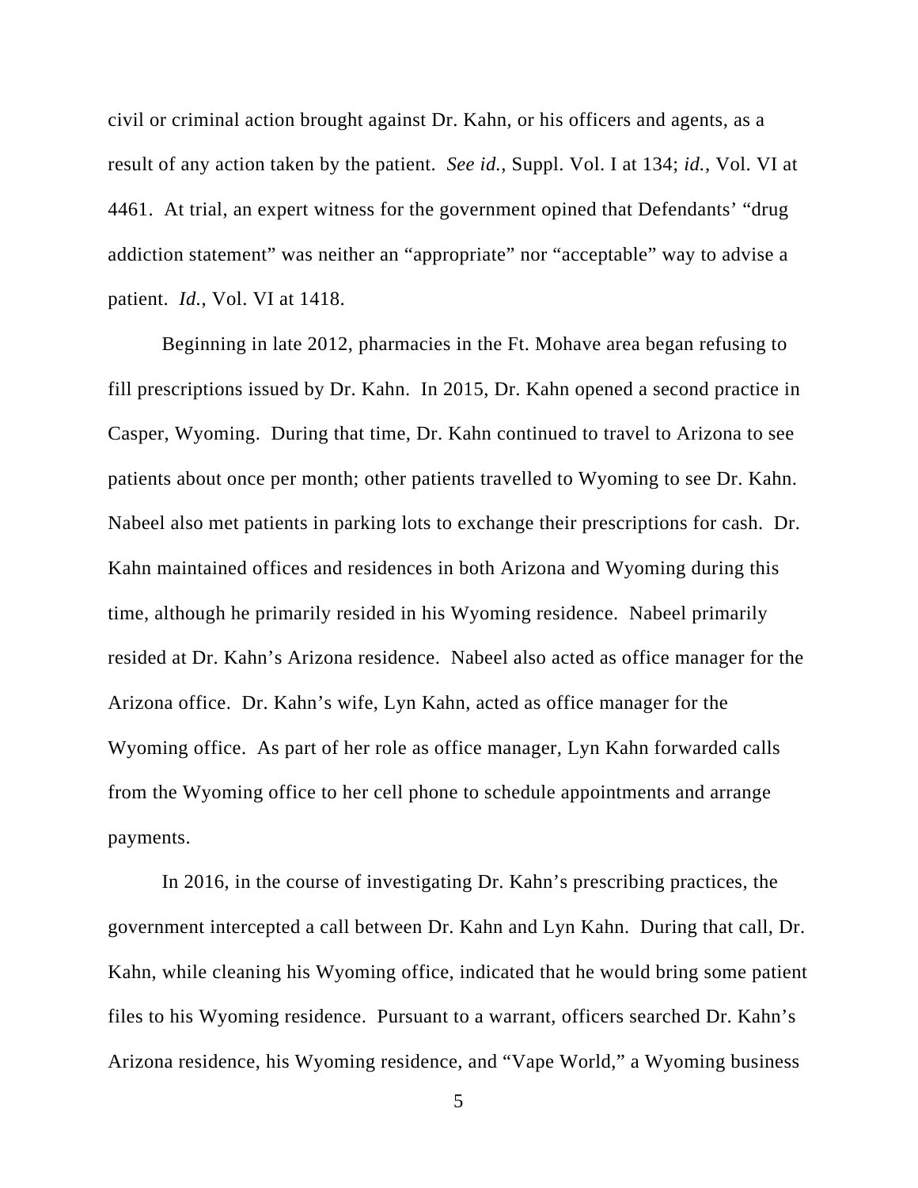civil or criminal action brought against Dr. Kahn, or his officers and agents, as a result of any action taken by the patient. *See id.*, Suppl. Vol. I at 134; *id.*, Vol. VI at 4461. At trial, an expert witness for the government opined that Defendants' "drug addiction statement" was neither an "appropriate" nor "acceptable" way to advise a patient. *Id.*, Vol. VI at 1418.

Beginning in late 2012, pharmacies in the Ft. Mohave area began refusing to fill prescriptions issued by Dr. Kahn. In 2015, Dr. Kahn opened a second practice in Casper, Wyoming. During that time, Dr. Kahn continued to travel to Arizona to see patients about once per month; other patients travelled to Wyoming to see Dr. Kahn. Nabeel also met patients in parking lots to exchange their prescriptions for cash. Dr. Kahn maintained offices and residences in both Arizona and Wyoming during this time, although he primarily resided in his Wyoming residence. Nabeel primarily resided at Dr. Kahn's Arizona residence. Nabeel also acted as office manager for the Arizona office. Dr. Kahn's wife, Lyn Kahn, acted as office manager for the Wyoming office. As part of her role as office manager, Lyn Kahn forwarded calls from the Wyoming office to her cell phone to schedule appointments and arrange payments.

In 2016, in the course of investigating Dr. Kahn's prescribing practices, the government intercepted a call between Dr. Kahn and Lyn Kahn. During that call, Dr. Kahn, while cleaning his Wyoming office, indicated that he would bring some patient files to his Wyoming residence. Pursuant to a warrant, officers searched Dr. Kahn's Arizona residence, his Wyoming residence, and "Vape World," a Wyoming business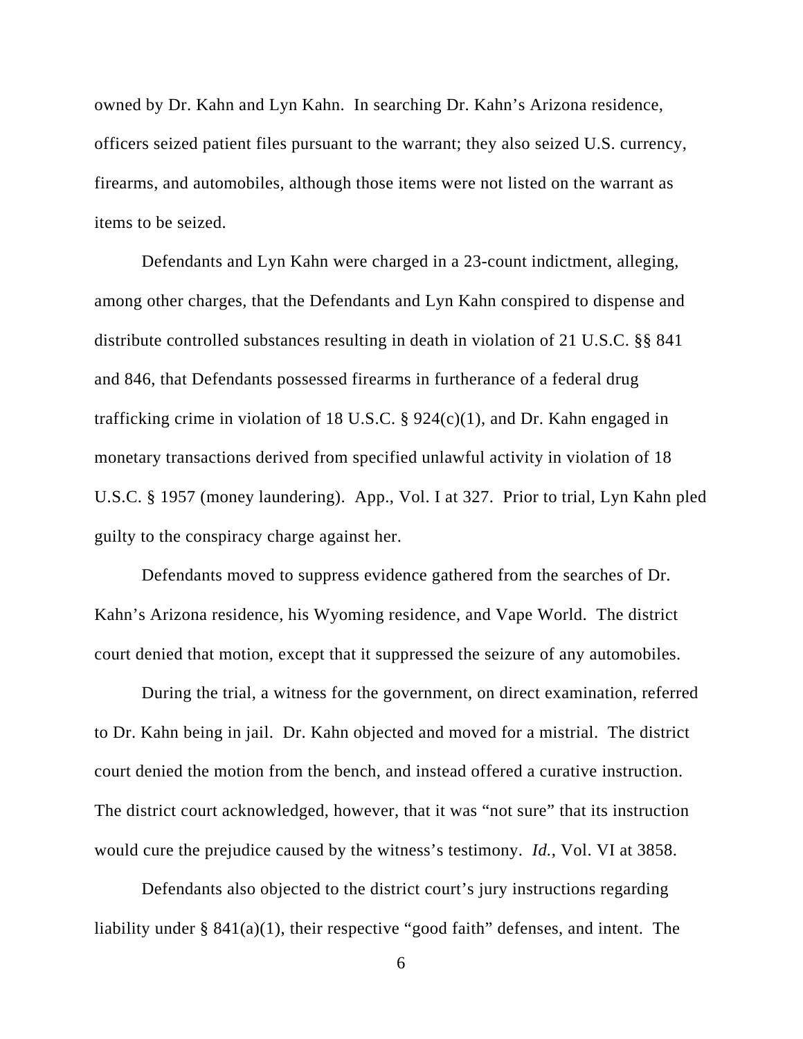owned by Dr. Kahn and Lyn Kahn. In searching Dr. Kahn's Arizona residence, officers seized patient files pursuant to the warrant; they also seized U.S. currency, firearms, and automobiles, although those items were not listed on the warrant as items to be seized.

Defendants and Lyn Kahn were charged in a 23-count indictment, alleging, among other charges, that the Defendants and Lyn Kahn conspired to dispense and distribute controlled substances resulting in death in violation of 21 U.S.C. §§ 841 and 846, that Defendants possessed firearms in furtherance of a federal drug trafficking crime in violation of 18 U.S.C. § 924(c)(1), and Dr. Kahn engaged in monetary transactions derived from specified unlawful activity in violation of 18 U.S.C. § 1957 (money laundering). App., Vol. I at 327. Prior to trial, Lyn Kahn pled guilty to the conspiracy charge against her.

Defendants moved to suppress evidence gathered from the searches of Dr. Kahn's Arizona residence, his Wyoming residence, and Vape World. The district court denied that motion, except that it suppressed the seizure of any automobiles.

During the trial, a witness for the government, on direct examination, referred to Dr. Kahn being in jail. Dr. Kahn objected and moved for a mistrial. The district court denied the motion from the bench, and instead offered a curative instruction. The district court acknowledged, however, that it was "not sure" that its instruction would cure the prejudice caused by the witness's testimony. *Id.*, Vol. VI at 3858.

Defendants also objected to the district court's jury instructions regarding liability under § 841(a)(1), their respective "good faith" defenses, and intent. The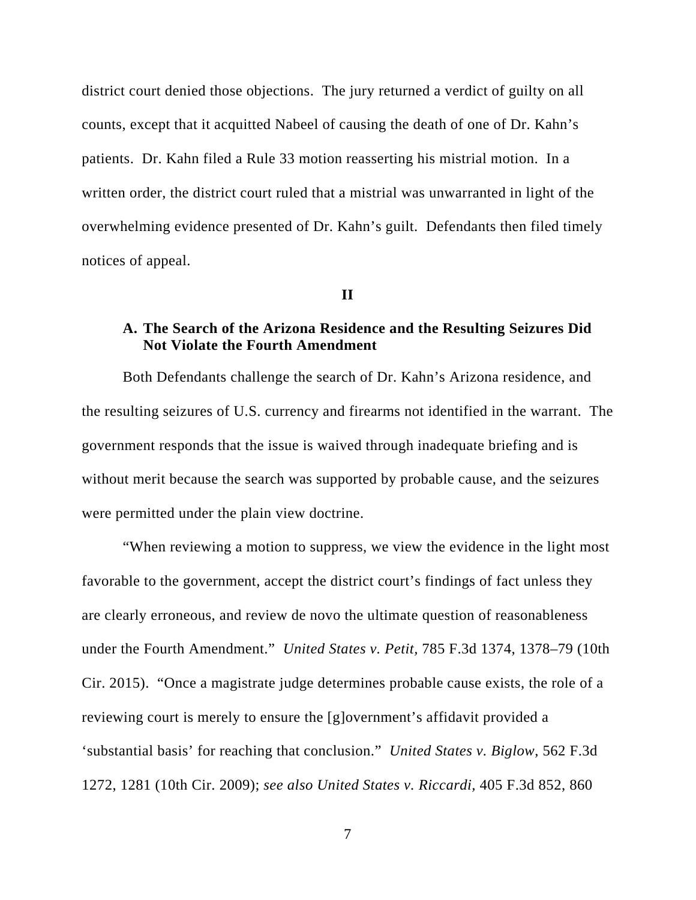district court denied those objections. The jury returned a verdict of guilty on all counts, except that it acquitted Nabeel of causing the death of one of Dr. Kahn's patients. Dr. Kahn filed a Rule 33 motion reasserting his mistrial motion. In a written order, the district court ruled that a mistrial was unwarranted in light of the overwhelming evidence presented of Dr. Kahn's guilt. Defendants then filed timely notices of appeal.

## II

### A. The Search of the Arizona Residence and the Resulting Seizures Did Not Violate the Fourth Amendment

Both Defendants challenge the search of Dr. Kahn's Arizona residence, and the resulting seizures of U.S. currency and firearms not identified in the warrant. The government responds that the issue is waived through inadequate briefing and is without merit because the search was supported by probable cause, and the seizures were permitted under the plain view doctrine.

"When reviewing a motion to suppress, we view the evidence in the light most favorable to the government, accept the district court's findings of fact unless they are clearly erroneous, and review de novo the ultimate question of reasonableness under the Fourth Amendment." *United States v. Petit*, 785 F.3d 1374, 1378–79 (10th Cir. 2015). "Once a magistrate judge determines probable cause exists, the role of a reviewing court is merely to ensure the [g]overnment's affidavit provided a 'substantial basis' for reaching that conclusion." *United States v. Biglow*, 562 F.3d 1272, 1281 (10th Cir. 2009); *see also United States v. Riccardi*, 405 F.3d 852, 860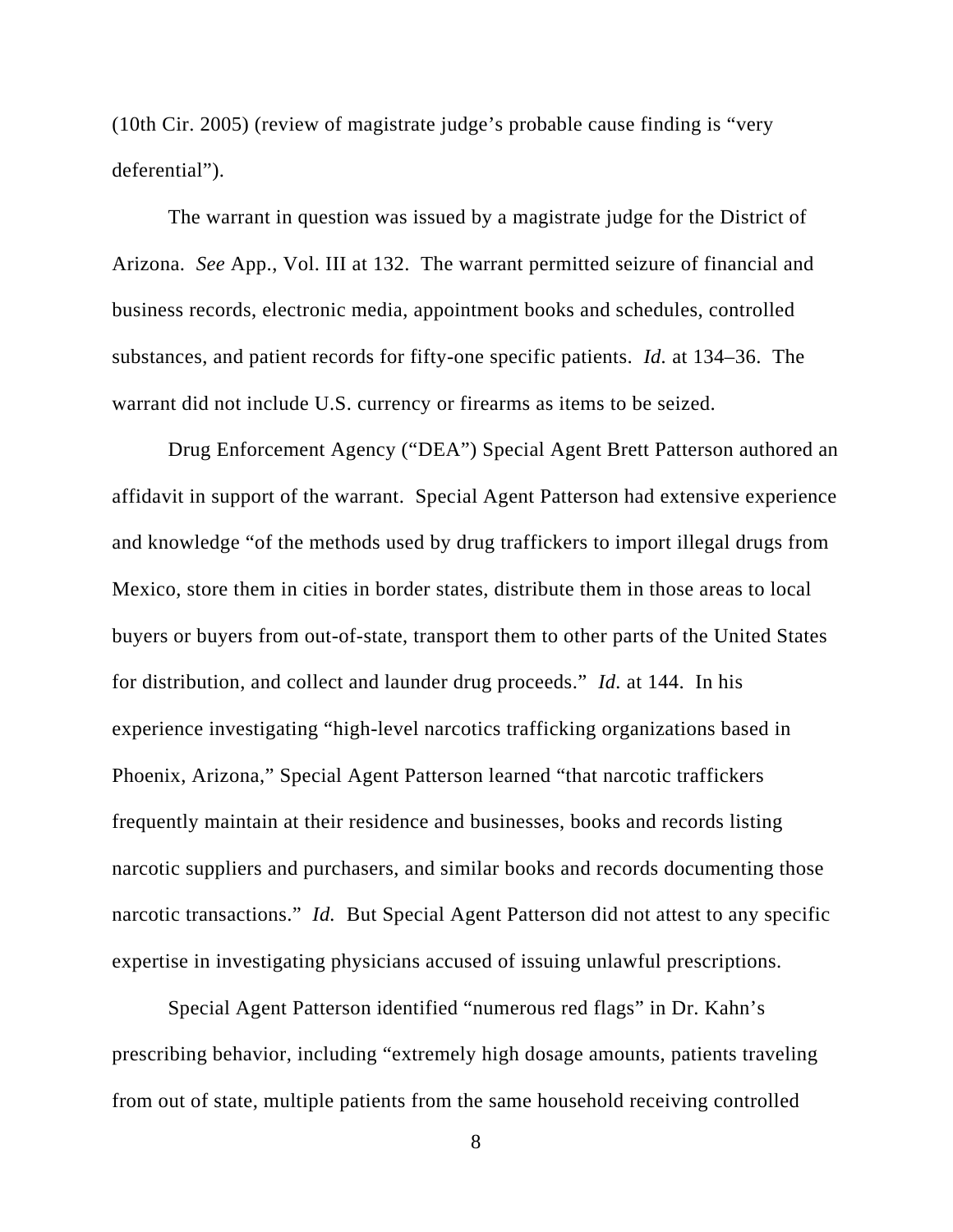(10th Cir. 2005) (review of magistrate judge's probable cause finding is "very deferential").

The warrant in question was issued by a magistrate judge for the District of Arizona. *See* App., Vol. III at 132. The warrant permitted seizure of financial and business records, electronic media, appointment books and schedules, controlled substances, and patient records for fifty-one specific patients. *Id.* at 134–36. The warrant did not include U.S. currency or firearms as items to be seized.

Drug Enforcement Agency ("DEA") Special Agent Brett Patterson authored an affidavit in support of the warrant. Special Agent Patterson had extensive experience and knowledge "of the methods used by drug traffickers to import illegal drugs from Mexico, store them in cities in border states, distribute them in those areas to local buyers or buyers from out-of-state, transport them to other parts of the United States for distribution, and collect and launder drug proceeds." *Id.* at 144. In his experience investigating "high-level narcotics trafficking organizations based in Phoenix, Arizona," Special Agent Patterson learned "that narcotic traffickers frequently maintain at their residence and businesses, books and records listing narcotic suppliers and purchasers, and similar books and records documenting those narcotic transactions." *Id.* But Special Agent Patterson did not attest to any specific expertise in investigating physicians accused of issuing unlawful prescriptions.

Special Agent Patterson identified "numerous red flags" in Dr. Kahn's prescribing behavior, including "extremely high dosage amounts, patients traveling from out of state, multiple patients from the same household receiving controlled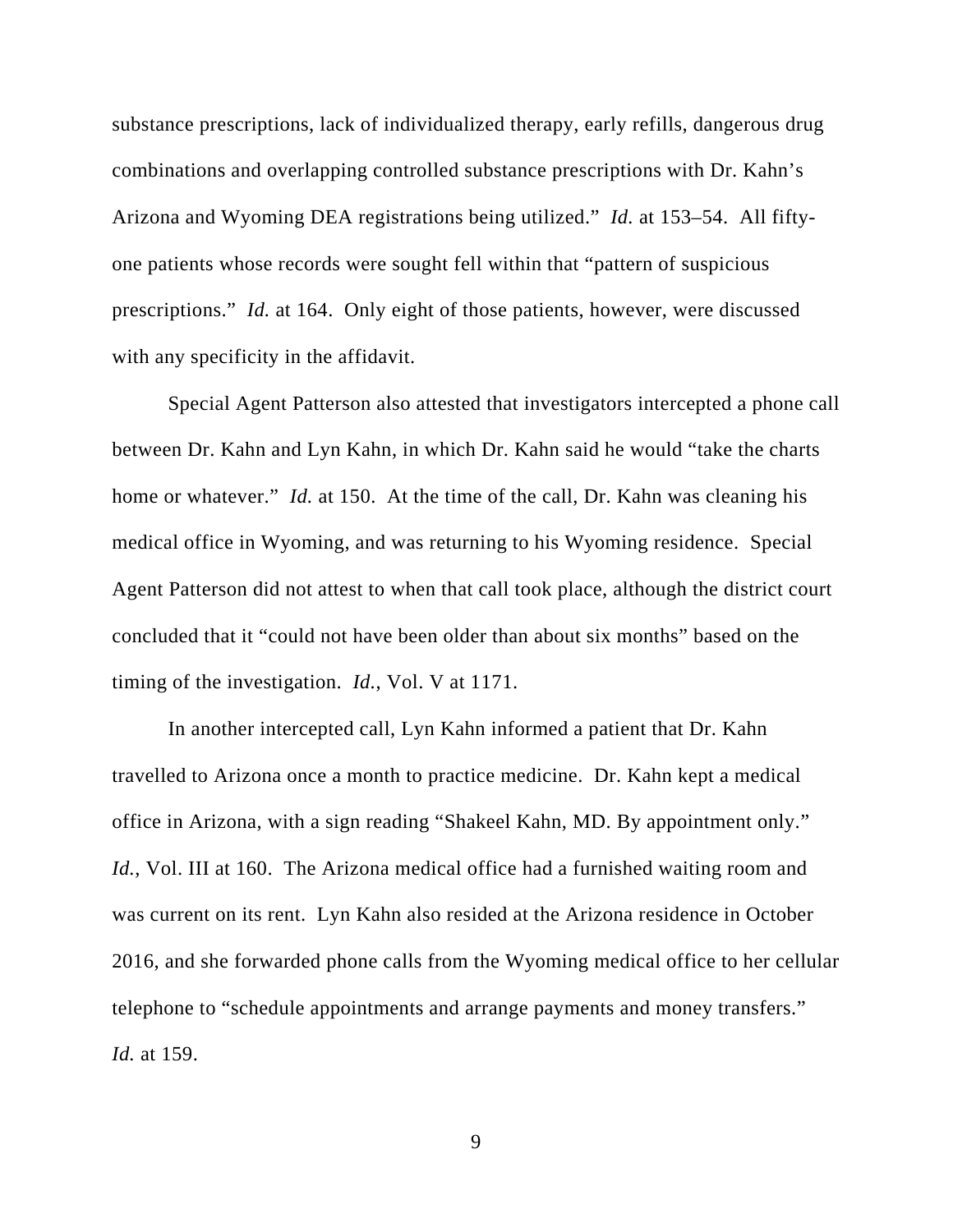substance prescriptions, lack of individualized therapy, early refills, dangerous drug combinations and overlapping controlled substance prescriptions with Dr. Kahn's Arizona and Wyoming DEA registrations being utilized." *Id.* at 153–54. All fifty-one patients whose records were sought fell within that "pattern of suspicious prescriptions." *Id.* at 164. Only eight of those patients, however, were discussed with any specificity in the affidavit.

Special Agent Patterson also attested that investigators intercepted a phone call between Dr. Kahn and Lyn Kahn, in which Dr. Kahn said he would "take the charts home or whatever." *Id.* at 150. At the time of the call, Dr. Kahn was cleaning his medical office in Wyoming, and was returning to his Wyoming residence. Special Agent Patterson did not attest to when that call took place, although the district court concluded that it "could not have been older than about six months" based on the timing of the investigation. *Id.*, Vol. V at 1171.

In another intercepted call, Lyn Kahn informed a patient that Dr. Kahn travelled to Arizona once a month to practice medicine. Dr. Kahn kept a medical office in Arizona, with a sign reading "Shakeel Kahn, MD. By appointment only." *Id.*, Vol. III at 160. The Arizona medical office had a furnished waiting room and was current on its rent. Lyn Kahn also resided at the Arizona residence in October 2016, and she forwarded phone calls from the Wyoming medical office to her cellular telephone to "schedule appointments and arrange payments and money transfers." *Id.* at 159.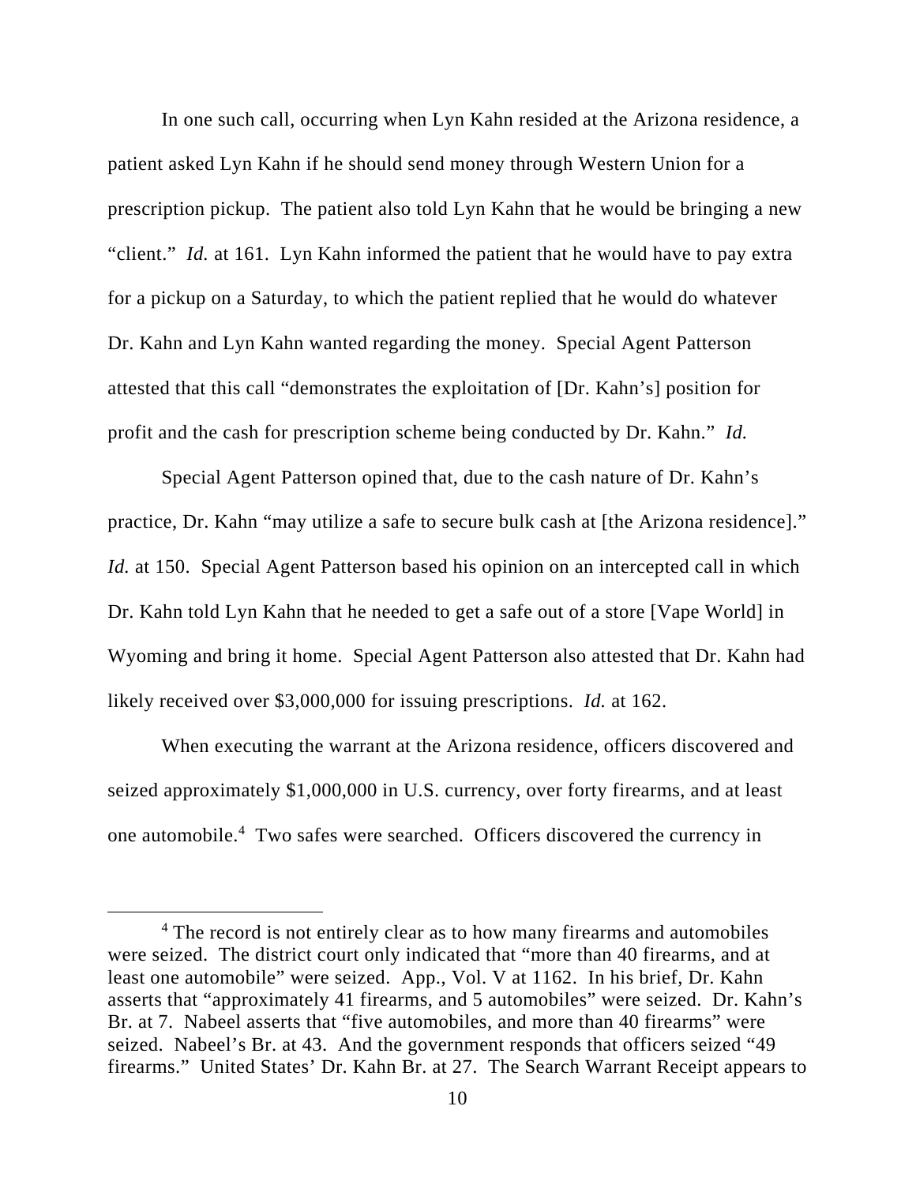In one such call, occurring when Lyn Kahn resided at the Arizona residence, a patient asked Lyn Kahn if he should send money through Western Union for a prescription pickup. The patient also told Lyn Kahn that he would be bringing a new "client." *Id.* at 161. Lyn Kahn informed the patient that he would have to pay extra for a pickup on a Saturday, to which the patient replied that he would do whatever Dr. Kahn and Lyn Kahn wanted regarding the money. Special Agent Patterson attested that this call "demonstrates the exploitation of [Dr. Kahn's] position for profit and the cash for prescription scheme being conducted by Dr. Kahn." *Id.*

Special Agent Patterson opined that, due to the cash nature of Dr. Kahn's practice, Dr. Kahn "may utilize a safe to secure bulk cash at [the Arizona residence]." *Id.* at 150. Special Agent Patterson based his opinion on an intercepted call in which Dr. Kahn told Lyn Kahn that he needed to get a safe out of a store [Vape World] in Wyoming and bring it home. Special Agent Patterson also attested that Dr. Kahn had likely received over $3,000,000 for issuing prescriptions. *Id.* at 162.

When executing the warrant at the Arizona residence, officers discovered and seized approximately $1,000,000 in U.S. currency, over forty firearms, and at least one automobile.[4] Two safes were searched. Officers discovered the currency in

[4] The record is not entirely clear as to how many firearms and automobiles were seized. The district court only indicated that "more than 40 firearms, and at least one automobile" were seized. App., Vol. V at 1162. In his brief, Dr. Kahn asserts that "approximately 41 firearms, and 5 automobiles" were seized. Dr. Kahn's Br. at 7. Nabeel asserts that "five automobiles, and more than 40 firearms" were seized. Nabeel's Br. at 43. And the government responds that officers seized "49 firearms." United States' Dr. Kahn Br. at 27. The Search Warrant Receipt appears to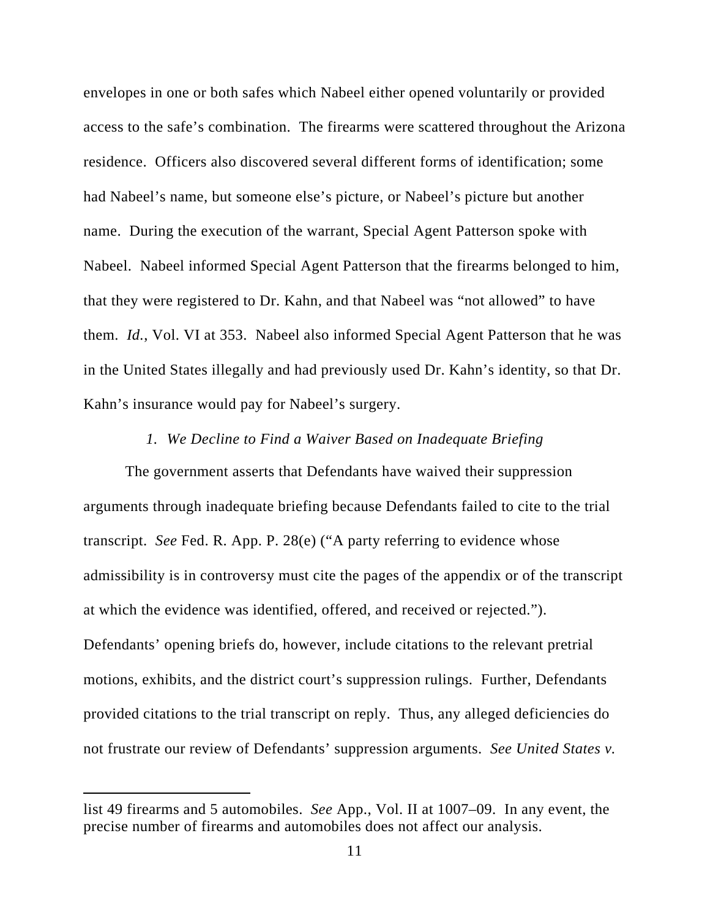envelopes in one or both safes which Nabeel either opened voluntarily or provided access to the safe's combination. The firearms were scattered throughout the Arizona residence. Officers also discovered several different forms of identification; some had Nabeel's name, but someone else's picture, or Nabeel's picture but another name. During the execution of the warrant, Special Agent Patterson spoke with Nabeel. Nabeel informed Special Agent Patterson that the firearms belonged to him, that they were registered to Dr. Kahn, and that Nabeel was "not allowed" to have them. *Id.*, Vol. VI at 353. Nabeel also informed Special Agent Patterson that he was in the United States illegally and had previously used Dr. Kahn's identity, so that Dr. Kahn's insurance would pay for Nabeel's surgery.

*1. We Decline to Find a Waiver Based on Inadequate Briefing*

The government asserts that Defendants have waived their suppression arguments through inadequate briefing because Defendants failed to cite to the trial transcript. *See* Fed. R. App. P. 28(e) ("A party referring to evidence whose admissibility is in controversy must cite the pages of the appendix or of the transcript at which the evidence was identified, offered, and received or rejected."). Defendants' opening briefs do, however, include citations to the relevant pretrial motions, exhibits, and the district court's suppression rulings. Further, Defendants provided citations to the trial transcript on reply. Thus, any alleged deficiencies do not frustrate our review of Defendants' suppression arguments. *See United States v.*

---

list 49 firearms and 5 automobiles. *See* App., Vol. II at 1007–09. In any event, the precise number of firearms and automobiles does not affect our analysis.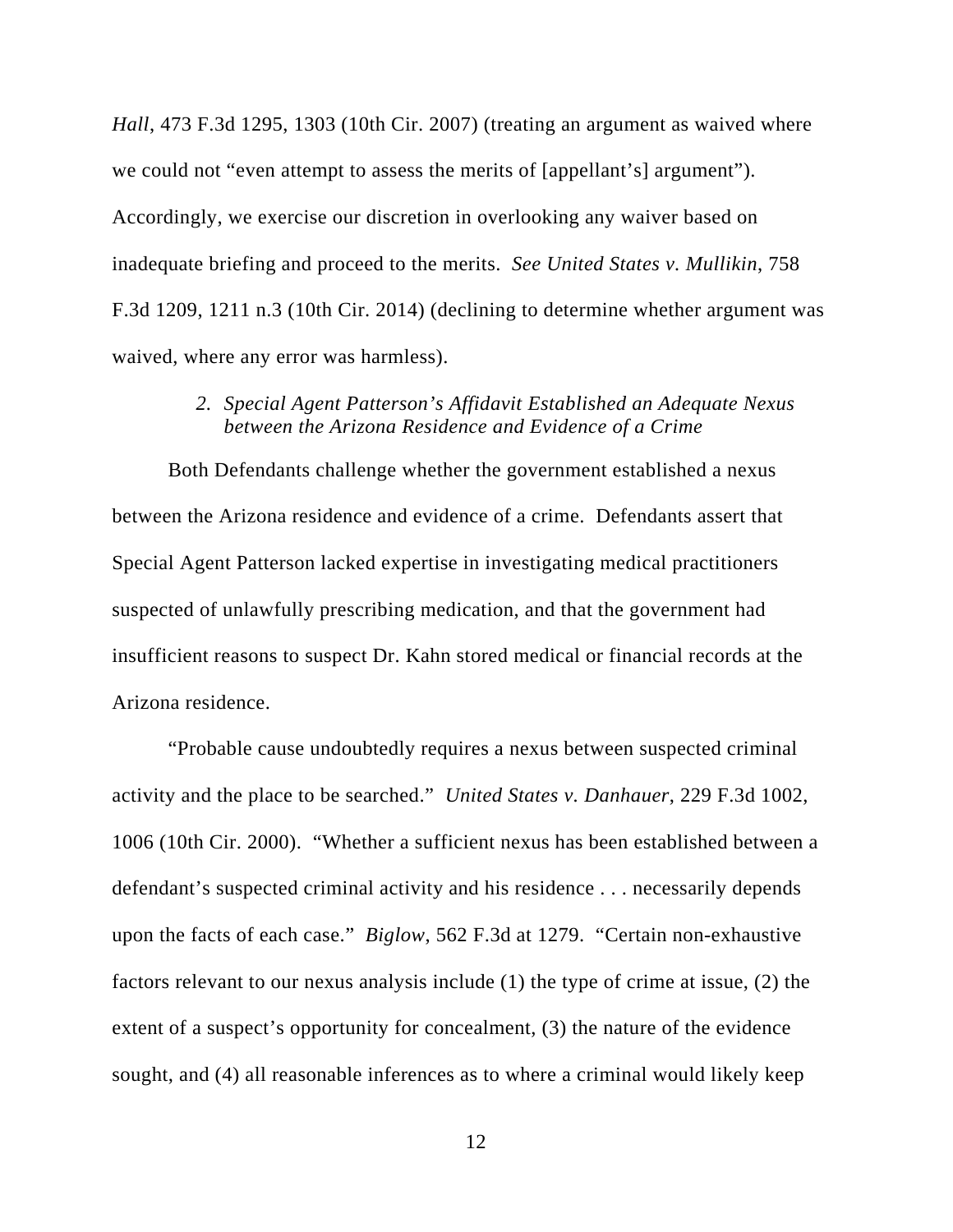*Hall*, 473 F.3d 1295, 1303 (10th Cir. 2007) (treating an argument as waived where we could not "even attempt to assess the merits of [appellant's] argument"). Accordingly, we exercise our discretion in overlooking any waiver based on inadequate briefing and proceed to the merits. *See United States v. Mullikin*, 758 F.3d 1209, 1211 n.3 (10th Cir. 2014) (declining to determine whether argument was waived, where any error was harmless).

### 2. *Special Agent Patterson's Affidavit Established an Adequate Nexus between the Arizona Residence and Evidence of a Crime*

Both Defendants challenge whether the government established a nexus between the Arizona residence and evidence of a crime. Defendants assert that Special Agent Patterson lacked expertise in investigating medical practitioners suspected of unlawfully prescribing medication, and that the government had insufficient reasons to suspect Dr. Kahn stored medical or financial records at the Arizona residence.

"Probable cause undoubtedly requires a nexus between suspected criminal activity and the place to be searched." *United States v. Danhauer*, 229 F.3d 1002, 1006 (10th Cir. 2000). "Whether a sufficient nexus has been established between a defendant's suspected criminal activity and his residence . . . necessarily depends upon the facts of each case." *Biglow*, 562 F.3d at 1279. "Certain non-exhaustive factors relevant to our nexus analysis include (1) the type of crime at issue, (2) the extent of a suspect's opportunity for concealment, (3) the nature of the evidence sought, and (4) all reasonable inferences as to where a criminal would likely keep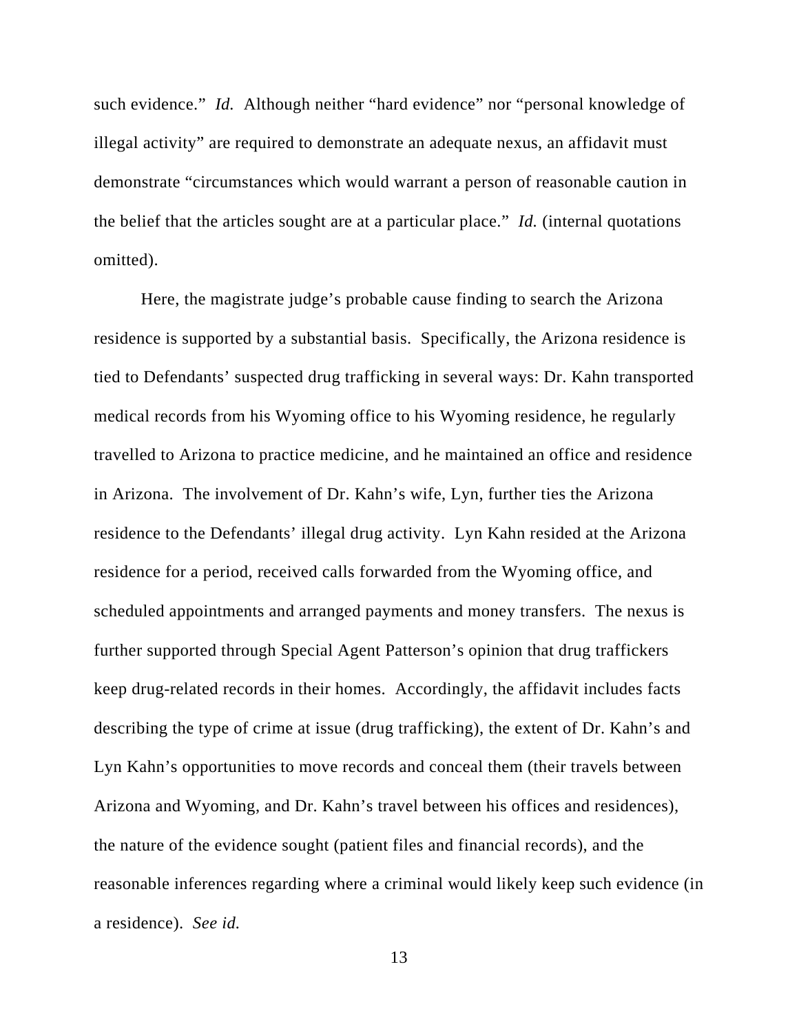such evidence." *Id.* Although neither "hard evidence" nor "personal knowledge of illegal activity" are required to demonstrate an adequate nexus, an affidavit must demonstrate "circumstances which would warrant a person of reasonable caution in the belief that the articles sought are at a particular place." *Id.* (internal quotations omitted).

Here, the magistrate judge's probable cause finding to search the Arizona residence is supported by a substantial basis. Specifically, the Arizona residence is tied to Defendants' suspected drug trafficking in several ways: Dr. Kahn transported medical records from his Wyoming office to his Wyoming residence, he regularly travelled to Arizona to practice medicine, and he maintained an office and residence in Arizona. The involvement of Dr. Kahn's wife, Lyn, further ties the Arizona residence to the Defendants' illegal drug activity. Lyn Kahn resided at the Arizona residence for a period, received calls forwarded from the Wyoming office, and scheduled appointments and arranged payments and money transfers. The nexus is further supported through Special Agent Patterson's opinion that drug traffickers keep drug-related records in their homes. Accordingly, the affidavit includes facts describing the type of crime at issue (drug trafficking), the extent of Dr. Kahn's and Lyn Kahn's opportunities to move records and conceal them (their travels between Arizona and Wyoming, and Dr. Kahn's travel between his offices and residences), the nature of the evidence sought (patient files and financial records), and the reasonable inferences regarding where a criminal would likely keep such evidence (in a residence). *See id.*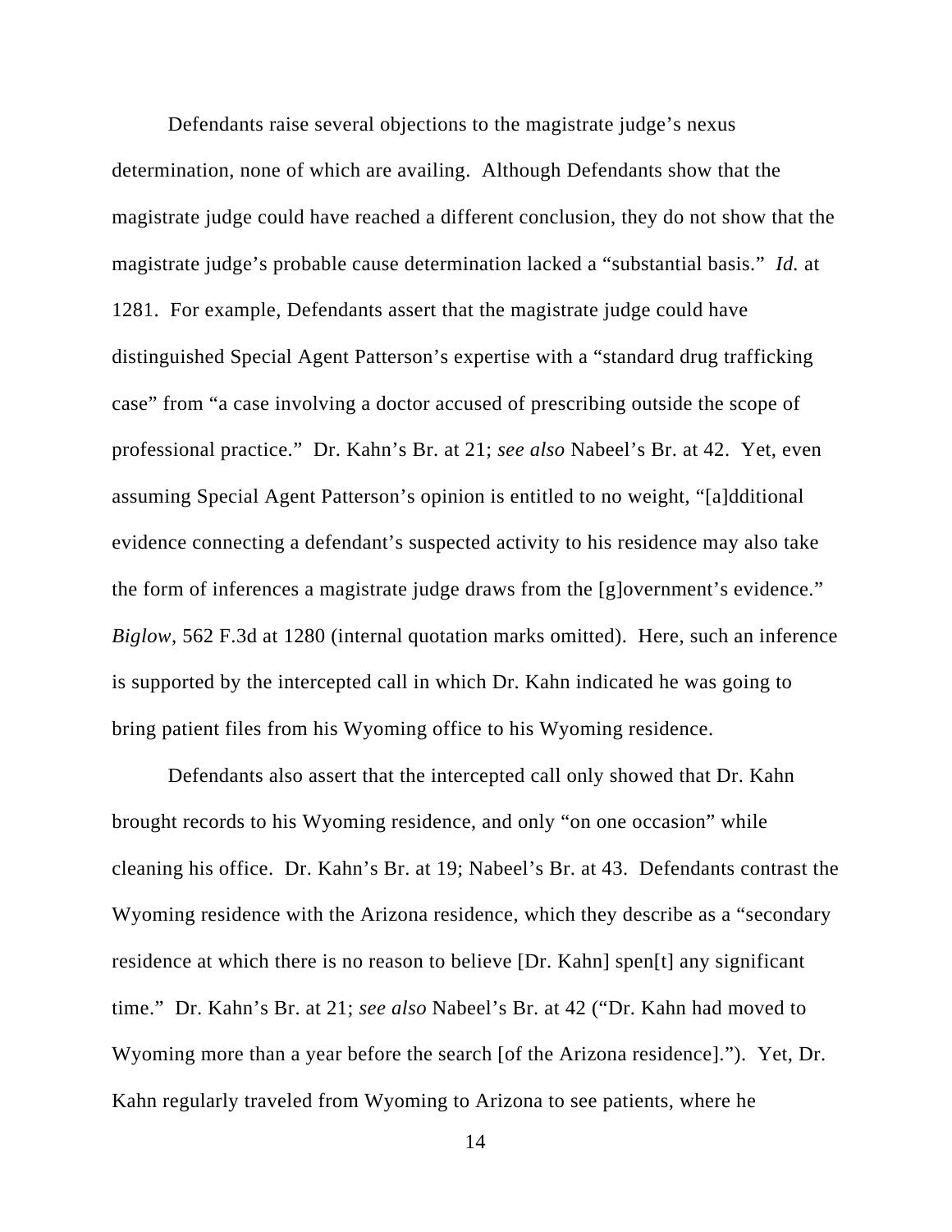Defendants raise several objections to the magistrate judge's nexus determination, none of which are availing. Although Defendants show that the magistrate judge could have reached a different conclusion, they do not show that the magistrate judge's probable cause determination lacked a "substantial basis." *Id.* at 1281. For example, Defendants assert that the magistrate judge could have distinguished Special Agent Patterson's expertise with a "standard drug trafficking case" from "a case involving a doctor accused of prescribing outside the scope of professional practice." Dr. Kahn's Br. at 21; *see also* Nabeel's Br. at 42. Yet, even assuming Special Agent Patterson's opinion is entitled to no weight, "[a]dditional evidence connecting a defendant's suspected activity to his residence may also take the form of inferences a magistrate judge draws from the [g]overnment's evidence." *Biglow*, 562 F.3d at 1280 (internal quotation marks omitted). Here, such an inference is supported by the intercepted call in which Dr. Kahn indicated he was going to bring patient files from his Wyoming office to his Wyoming residence.

Defendants also assert that the intercepted call only showed that Dr. Kahn brought records to his Wyoming residence, and only "on one occasion" while cleaning his office. Dr. Kahn's Br. at 19; Nabeel's Br. at 43. Defendants contrast the Wyoming residence with the Arizona residence, which they describe as a "secondary residence at which there is no reason to believe [Dr. Kahn] spen[t] any significant time." Dr. Kahn's Br. at 21; *see also* Nabeel's Br. at 42 ("Dr. Kahn had moved to Wyoming more than a year before the search [of the Arizona residence]."). Yet, Dr. Kahn regularly traveled from Wyoming to Arizona to see patients, where he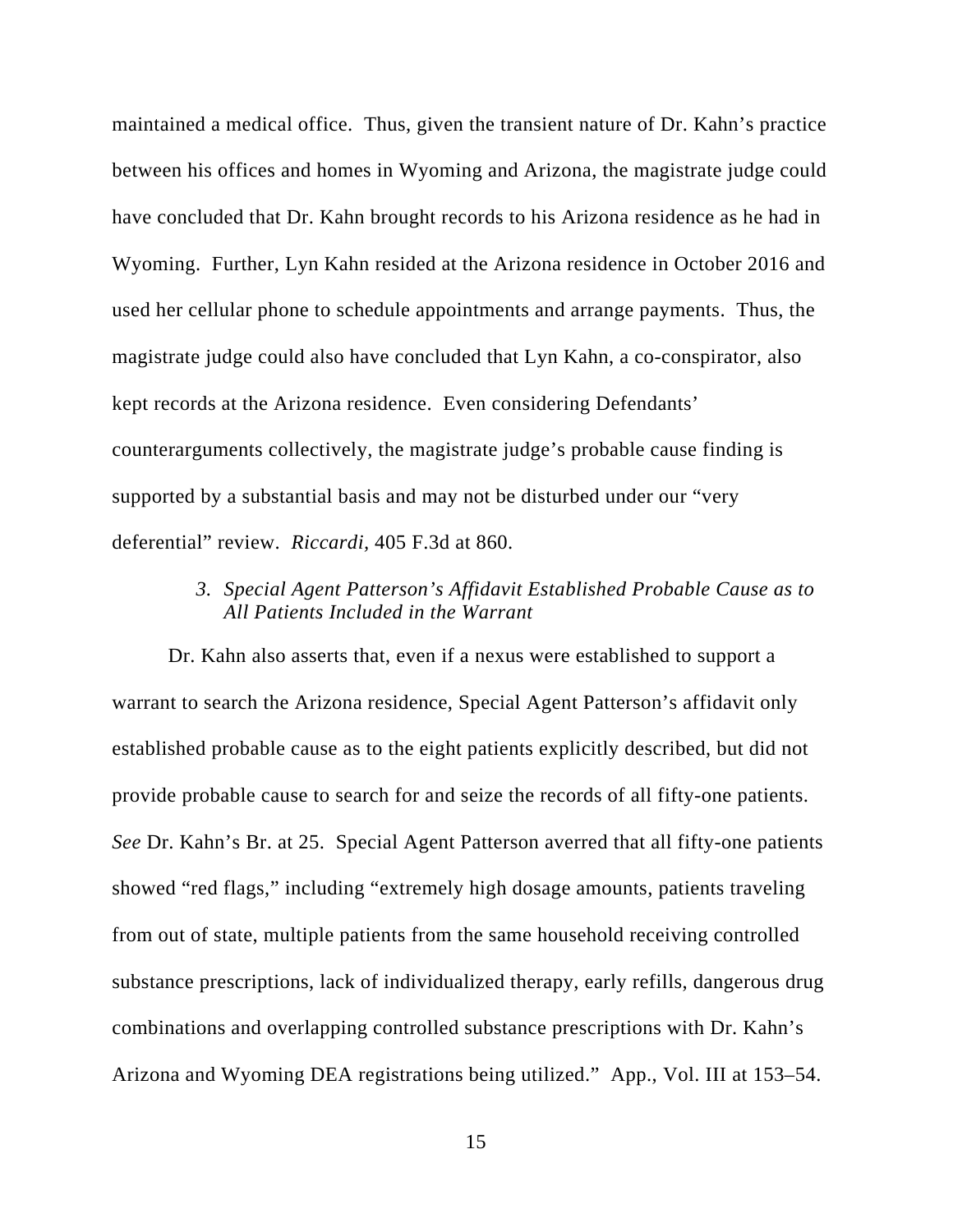maintained a medical office. Thus, given the transient nature of Dr. Kahn's practice between his offices and homes in Wyoming and Arizona, the magistrate judge could have concluded that Dr. Kahn brought records to his Arizona residence as he had in Wyoming. Further, Lyn Kahn resided at the Arizona residence in October 2016 and used her cellular phone to schedule appointments and arrange payments. Thus, the magistrate judge could also have concluded that Lyn Kahn, a co-conspirator, also kept records at the Arizona residence. Even considering Defendants' counterarguments collectively, the magistrate judge's probable cause finding is supported by a substantial basis and may not be disturbed under our "very deferential" review. *Riccardi*, 405 F.3d at 860.

### 3. *Special Agent Patterson's Affidavit Established Probable Cause as to All Patients Included in the Warrant*

Dr. Kahn also asserts that, even if a nexus were established to support a warrant to search the Arizona residence, Special Agent Patterson's affidavit only established probable cause as to the eight patients explicitly described, but did not provide probable cause to search for and seize the records of all fifty-one patients. *See* Dr. Kahn's Br. at 25. Special Agent Patterson averred that all fifty-one patients showed "red flags," including "extremely high dosage amounts, patients traveling from out of state, multiple patients from the same household receiving controlled substance prescriptions, lack of individualized therapy, early refills, dangerous drug combinations and overlapping controlled substance prescriptions with Dr. Kahn's Arizona and Wyoming DEA registrations being utilized." App., Vol. III at 153–54.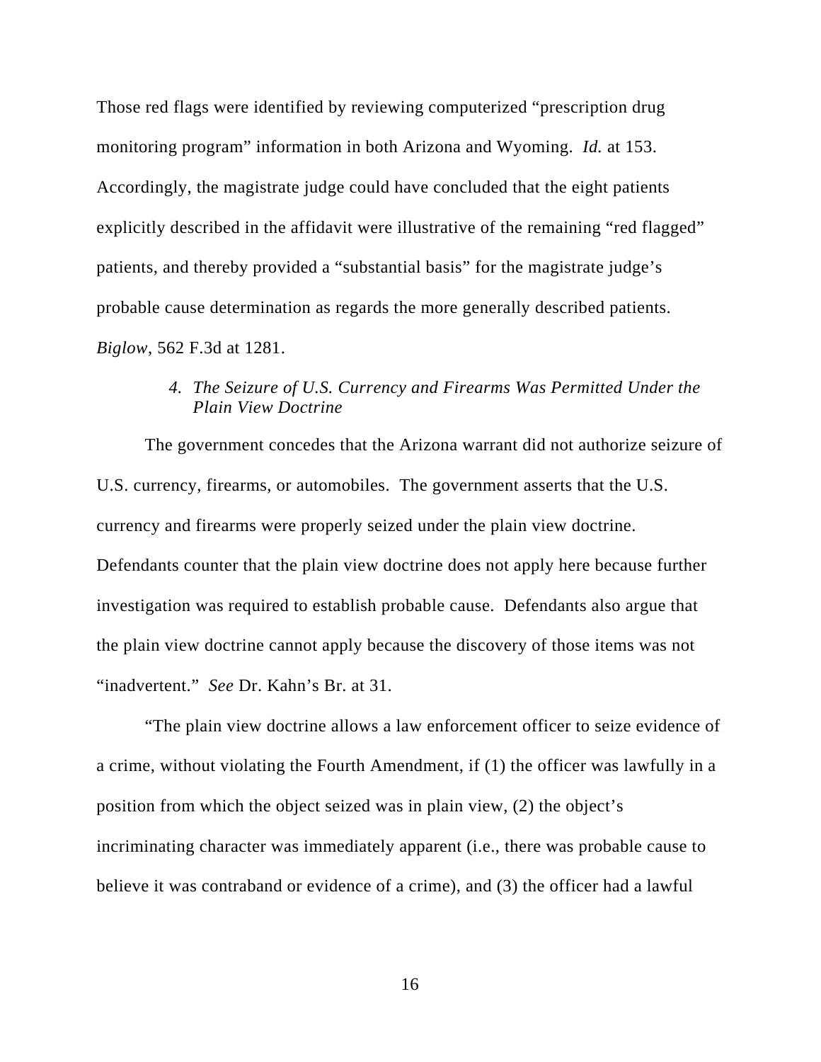Those red flags were identified by reviewing computerized “prescription drug monitoring program” information in both Arizona and Wyoming. *Id.* at 153. Accordingly, the magistrate judge could have concluded that the eight patients explicitly described in the affidavit were illustrative of the remaining “red flagged” patients, and thereby provided a “substantial basis” for the magistrate judge’s probable cause determination as regards the more generally described patients. *Biglow*, 562 F.3d at 1281.

#### *4. The Seizure of U.S. Currency and Firearms Was Permitted Under the Plain View Doctrine*

The government concedes that the Arizona warrant did not authorize seizure of U.S. currency, firearms, or automobiles. The government asserts that the U.S. currency and firearms were properly seized under the plain view doctrine. Defendants counter that the plain view doctrine does not apply here because further investigation was required to establish probable cause. Defendants also argue that the plain view doctrine cannot apply because the discovery of those items was not “inadvertent.” *See* Dr. Kahn’s Br. at 31.

“The plain view doctrine allows a law enforcement officer to seize evidence of a crime, without violating the Fourth Amendment, if (1) the officer was lawfully in a position from which the object seized was in plain view, (2) the object’s incriminating character was immediately apparent (i.e., there was probable cause to believe it was contraband or evidence of a crime), and (3) the officer had a lawful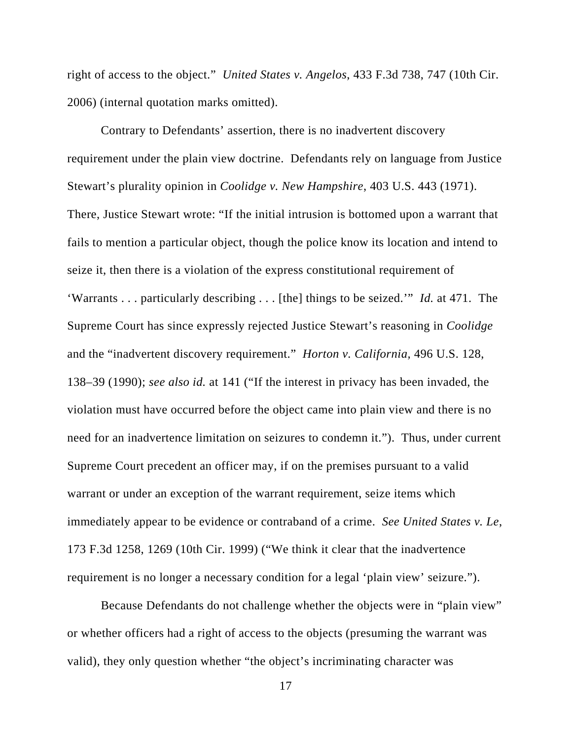right of access to the object." *United States v. Angelos*, 433 F.3d 738, 747 (10th Cir. 2006) (internal quotation marks omitted).

Contrary to Defendants' assertion, there is no inadvertent discovery requirement under the plain view doctrine. Defendants rely on language from Justice Stewart's plurality opinion in *Coolidge v. New Hampshire*, 403 U.S. 443 (1971). There, Justice Stewart wrote: "If the initial intrusion is bottomed upon a warrant that fails to mention a particular object, though the police know its location and intend to seize it, then there is a violation of the express constitutional requirement of 'Warrants . . . particularly describing . . . [the] things to be seized.'" *Id.* at 471. The Supreme Court has since expressly rejected Justice Stewart's reasoning in *Coolidge* and the "inadvertent discovery requirement." *Horton v. California*, 496 U.S. 128, 138–39 (1990); *see also id.* at 141 ("If the interest in privacy has been invaded, the violation must have occurred before the object came into plain view and there is no need for an inadvertence limitation on seizures to condemn it."). Thus, under current Supreme Court precedent an officer may, if on the premises pursuant to a valid warrant or under an exception of the warrant requirement, seize items which immediately appear to be evidence or contraband of a crime. *See United States v. Le*, 173 F.3d 1258, 1269 (10th Cir. 1999) ("We think it clear that the inadvertence requirement is no longer a necessary condition for a legal 'plain view' seizure.").

Because Defendants do not challenge whether the objects were in "plain view" or whether officers had a right of access to the objects (presuming the warrant was valid), they only question whether "the object's incriminating character was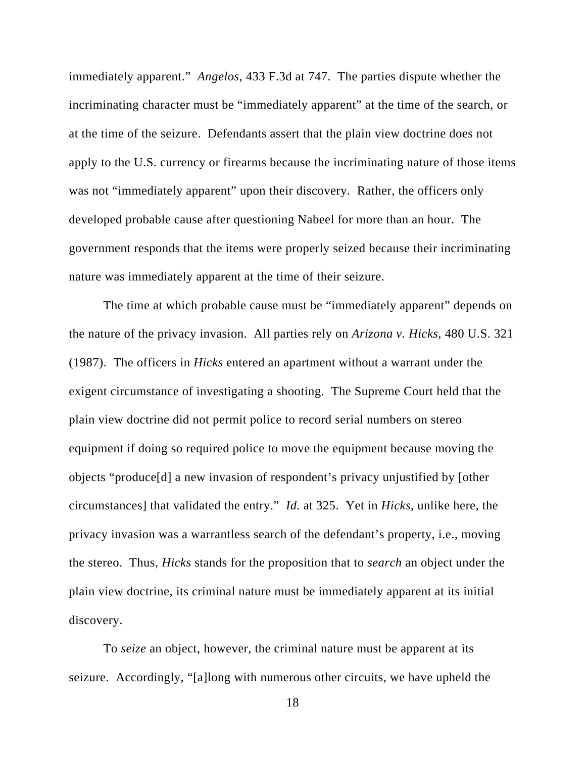immediately apparent." *Angelos*, 433 F.3d at 747. The parties dispute whether the incriminating character must be "immediately apparent" at the time of the search, or at the time of the seizure. Defendants assert that the plain view doctrine does not apply to the U.S. currency or firearms because the incriminating nature of those items was not "immediately apparent" upon their discovery. Rather, the officers only developed probable cause after questioning Nabeel for more than an hour. The government responds that the items were properly seized because their incriminating nature was immediately apparent at the time of their seizure.

The time at which probable cause must be "immediately apparent" depends on the nature of the privacy invasion. All parties rely on *Arizona v. Hicks*, 480 U.S. 321 (1987). The officers in *Hicks* entered an apartment without a warrant under the exigent circumstance of investigating a shooting. The Supreme Court held that the plain view doctrine did not permit police to record serial numbers on stereo equipment if doing so required police to move the equipment because moving the objects "produce[d] a new invasion of respondent's privacy unjustified by [other circumstances] that validated the entry." *Id.* at 325. Yet in *Hicks*, unlike here, the privacy invasion was a warrantless search of the defendant's property, i.e., moving the stereo. Thus, *Hicks* stands for the proposition that to *search* an object under the plain view doctrine, its criminal nature must be immediately apparent at its initial discovery.

To *seize* an object, however, the criminal nature must be apparent at its seizure. Accordingly, "[a]long with numerous other circuits, we have upheld the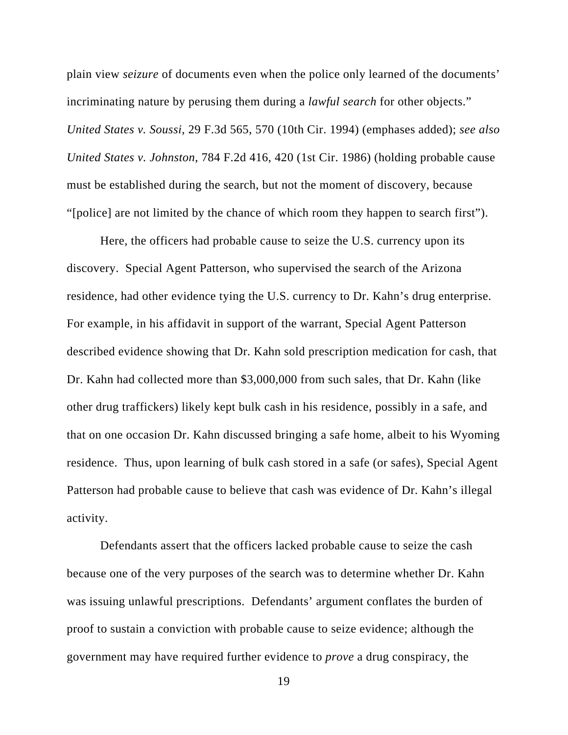plain view *seizure* of documents even when the police only learned of the documents' incriminating nature by perusing them during a *lawful search* for other objects." *United States v. Soussi*, 29 F.3d 565, 570 (10th Cir. 1994) (emphases added); *see also United States v. Johnston*, 784 F.2d 416, 420 (1st Cir. 1986) (holding probable cause must be established during the search, but not the moment of discovery, because "[police] are not limited by the chance of which room they happen to search first").

Here, the officers had probable cause to seize the U.S. currency upon its discovery. Special Agent Patterson, who supervised the search of the Arizona residence, had other evidence tying the U.S. currency to Dr. Kahn's drug enterprise. For example, in his affidavit in support of the warrant, Special Agent Patterson described evidence showing that Dr. Kahn sold prescription medication for cash, that Dr. Kahn had collected more than $3,000,000 from such sales, that Dr. Kahn (like other drug traffickers) likely kept bulk cash in his residence, possibly in a safe, and that on one occasion Dr. Kahn discussed bringing a safe home, albeit to his Wyoming residence. Thus, upon learning of bulk cash stored in a safe (or safes), Special Agent Patterson had probable cause to believe that cash was evidence of Dr. Kahn's illegal activity.

Defendants assert that the officers lacked probable cause to seize the cash because one of the very purposes of the search was to determine whether Dr. Kahn was issuing unlawful prescriptions. Defendants' argument conflates the burden of proof to sustain a conviction with probable cause to seize evidence; although the government may have required further evidence to *prove* a drug conspiracy, the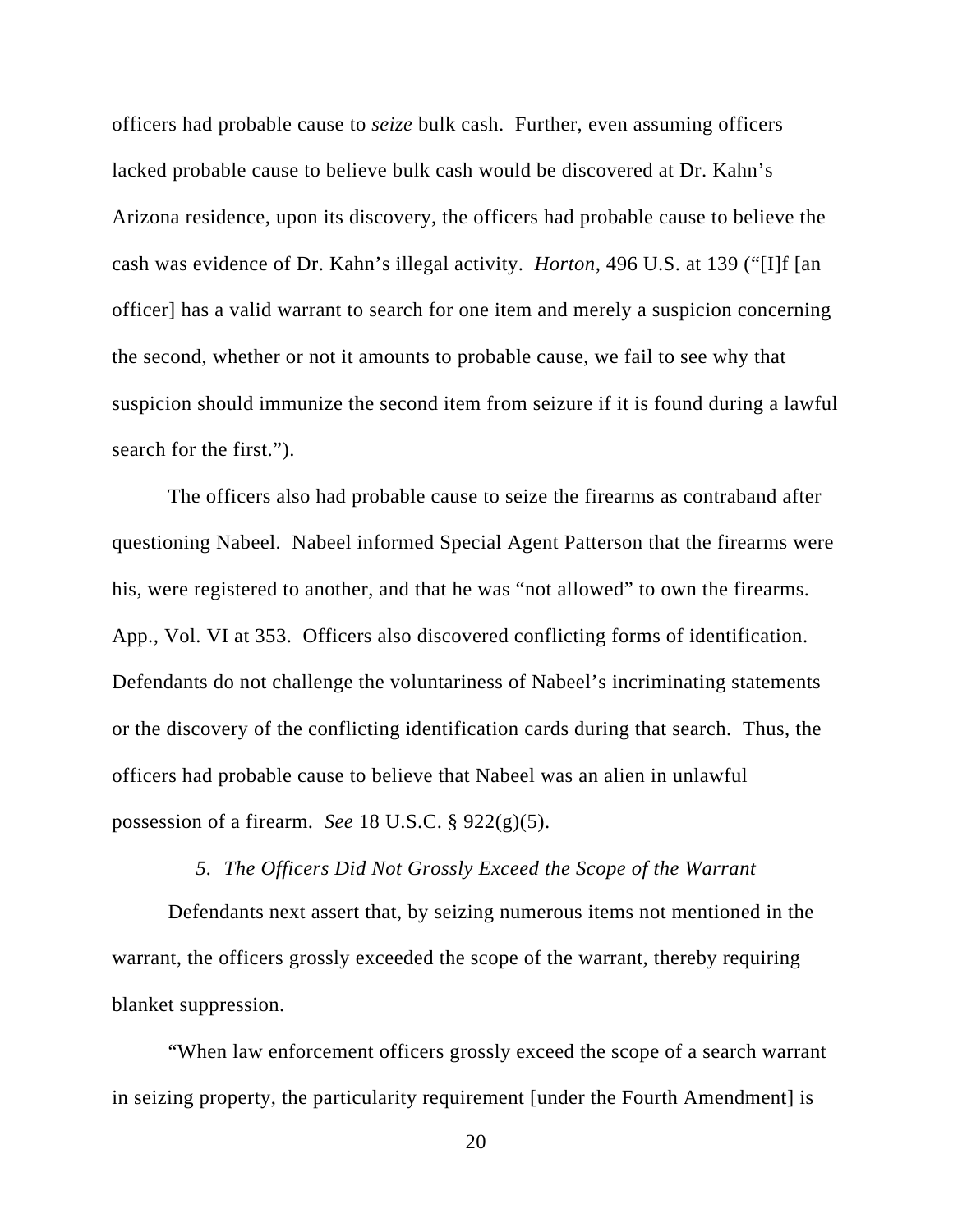officers had probable cause to *seize* bulk cash. Further, even assuming officers lacked probable cause to believe bulk cash would be discovered at Dr. Kahn's Arizona residence, upon its discovery, the officers had probable cause to believe the cash was evidence of Dr. Kahn's illegal activity. *Horton*, 496 U.S. at 139 ("[I]f [an officer] has a valid warrant to search for one item and merely a suspicion concerning the second, whether or not it amounts to probable cause, we fail to see why that suspicion should immunize the second item from seizure if it is found during a lawful search for the first.").

The officers also had probable cause to seize the firearms as contraband after questioning Nabeel. Nabeel informed Special Agent Patterson that the firearms were his, were registered to another, and that he was "not allowed" to own the firearms. App., Vol. VI at 353. Officers also discovered conflicting forms of identification. Defendants do not challenge the voluntariness of Nabeel's incriminating statements or the discovery of the conflicting identification cards during that search. Thus, the officers had probable cause to believe that Nabeel was an alien in unlawful possession of a firearm. *See* 18 U.S.C. § 922(g)(5).

### *5. The Officers Did Not Grossly Exceed the Scope of the Warrant*

Defendants next assert that, by seizing numerous items not mentioned in the warrant, the officers grossly exceeded the scope of the warrant, thereby requiring blanket suppression.

"When law enforcement officers grossly exceed the scope of a search warrant in seizing property, the particularity requirement [under the Fourth Amendment] is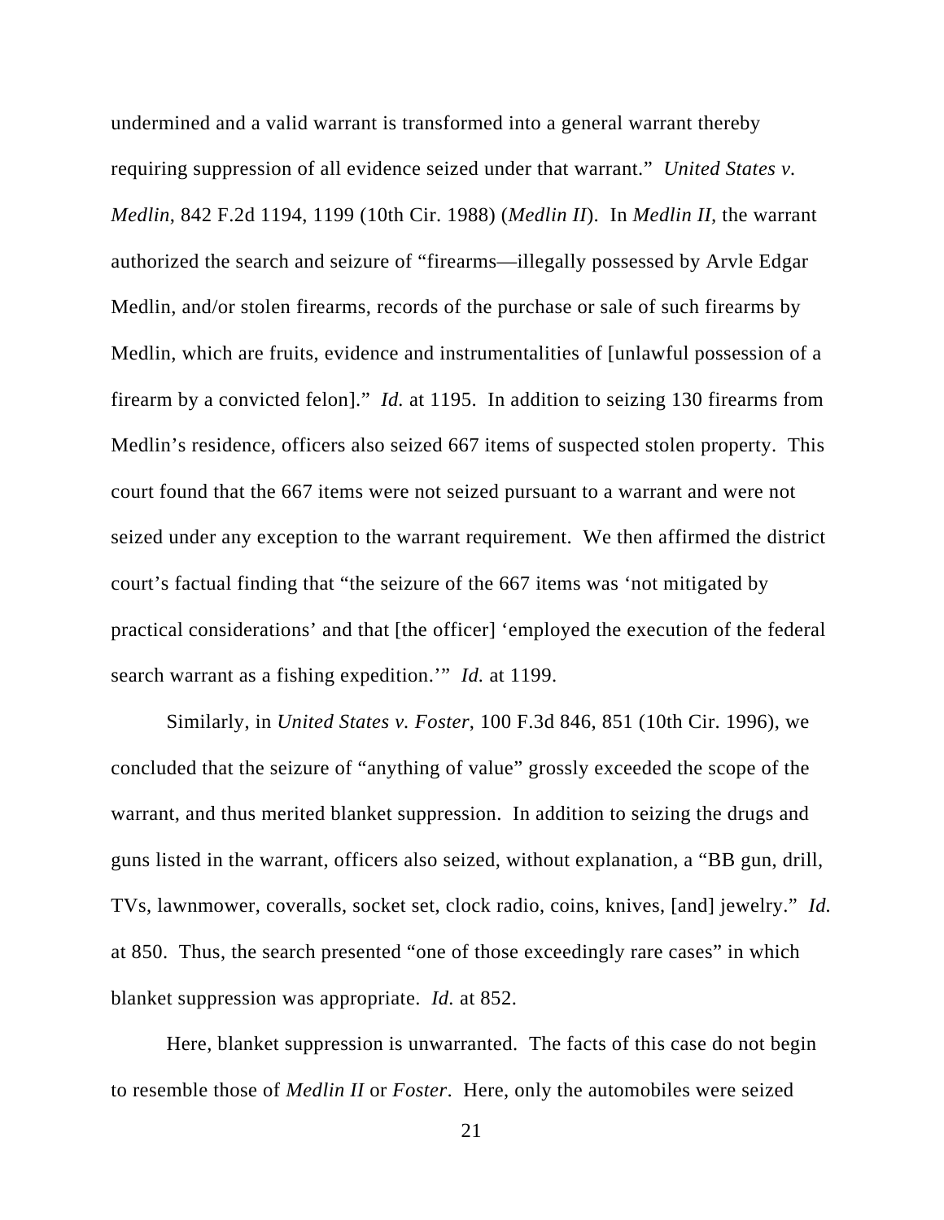undermined and a valid warrant is transformed into a general warrant thereby requiring suppression of all evidence seized under that warrant." *United States v. Medlin*, 842 F.2d 1194, 1199 (10th Cir. 1988) (*Medlin II*). In *Medlin II,* the warrant authorized the search and seizure of "firearms—illegally possessed by Arvle Edgar Medlin, and/or stolen firearms, records of the purchase or sale of such firearms by Medlin, which are fruits, evidence and instrumentalities of [unlawful possession of a firearm by a convicted felon]." *Id.* at 1195. In addition to seizing 130 firearms from Medlin's residence, officers also seized 667 items of suspected stolen property. This court found that the 667 items were not seized pursuant to a warrant and were not seized under any exception to the warrant requirement. We then affirmed the district court's factual finding that "the seizure of the 667 items was 'not mitigated by practical considerations' and that [the officer] 'employed the execution of the federal search warrant as a fishing expedition.'" *Id.* at 1199.

Similarly, in *United States v. Foster*, 100 F.3d 846, 851 (10th Cir. 1996), we concluded that the seizure of "anything of value" grossly exceeded the scope of the warrant, and thus merited blanket suppression. In addition to seizing the drugs and guns listed in the warrant, officers also seized, without explanation, a "BB gun, drill, TVs, lawnmower, coveralls, socket set, clock radio, coins, knives, [and] jewelry." *Id.* at 850. Thus, the search presented "one of those exceedingly rare cases" in which blanket suppression was appropriate. *Id.* at 852.

Here, blanket suppression is unwarranted. The facts of this case do not begin to resemble those of *Medlin II* or *Foster*. Here, only the automobiles were seized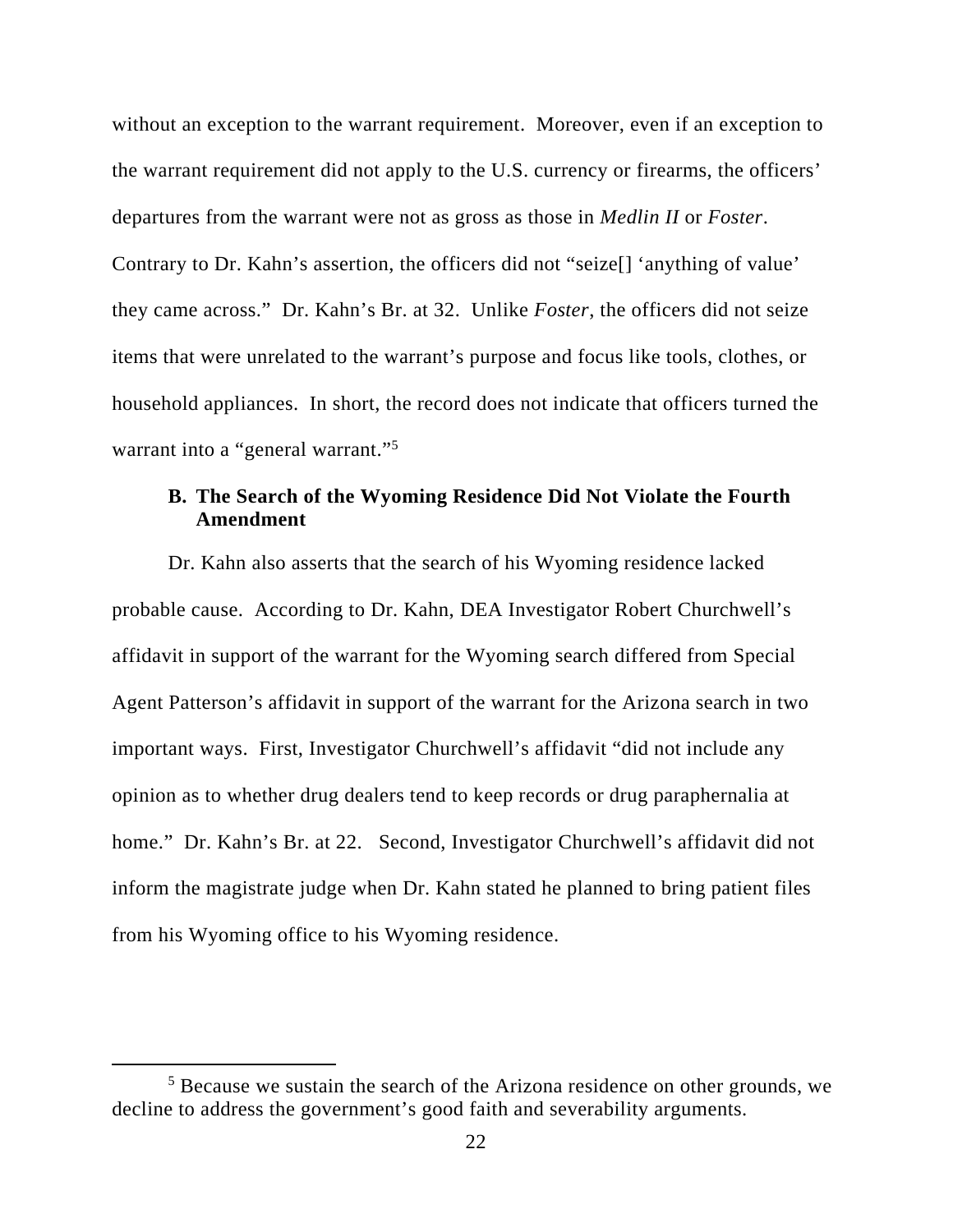without an exception to the warrant requirement. Moreover, even if an exception to the warrant requirement did not apply to the U.S. currency or firearms, the officers' departures from the warrant were not as gross as those in *Medlin II* or *Foster*. Contrary to Dr. Kahn's assertion, the officers did not "seize[] 'anything of value' they came across." Dr. Kahn's Br. at 32. Unlike *Foster*, the officers did not seize items that were unrelated to the warrant's purpose and focus like tools, clothes, or household appliances. In short, the record does not indicate that officers turned the warrant into a "general warrant."[5]

### B. The Search of the Wyoming Residence Did Not Violate the Fourth Amendment

Dr. Kahn also asserts that the search of his Wyoming residence lacked probable cause. According to Dr. Kahn, DEA Investigator Robert Churchwell's affidavit in support of the warrant for the Wyoming search differed from Special Agent Patterson's affidavit in support of the warrant for the Arizona search in two important ways. First, Investigator Churchwell's affidavit "did not include any opinion as to whether drug dealers tend to keep records or drug paraphernalia at home." Dr. Kahn's Br. at 22. Second, Investigator Churchwell's affidavit did not inform the magistrate judge when Dr. Kahn stated he planned to bring patient files from his Wyoming office to his Wyoming residence.

[5] Because we sustain the search of the Arizona residence on other grounds, we decline to address the government's good faith and severability arguments.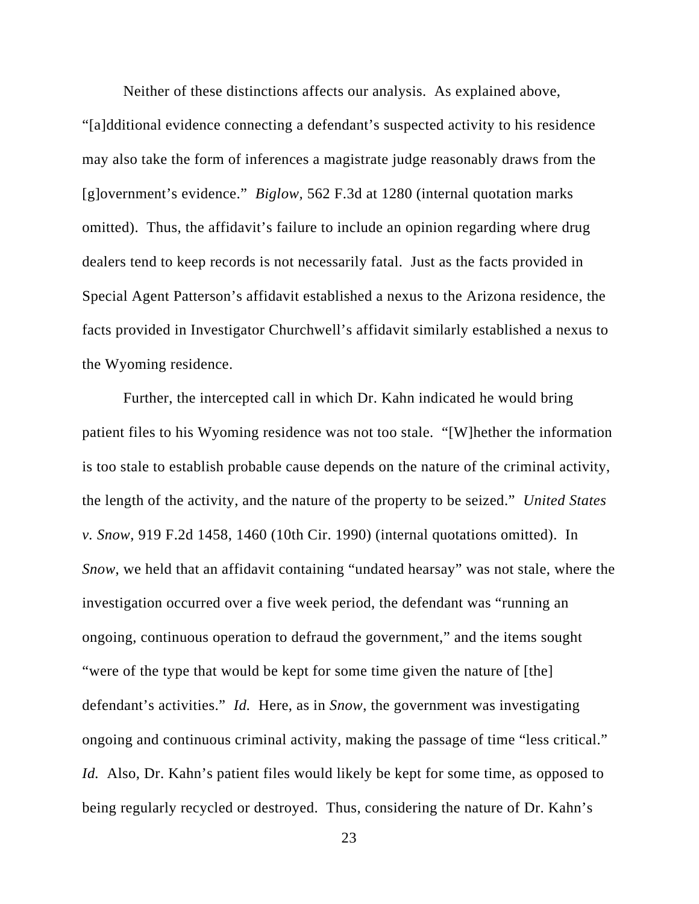Neither of these distinctions affects our analysis. As explained above, "[a]dditional evidence connecting a defendant's suspected activity to his residence may also take the form of inferences a magistrate judge reasonably draws from the [g]overnment's evidence." *Biglow,* 562 F.3d at 1280 (internal quotation marks omitted). Thus, the affidavit's failure to include an opinion regarding where drug dealers tend to keep records is not necessarily fatal. Just as the facts provided in Special Agent Patterson's affidavit established a nexus to the Arizona residence, the facts provided in Investigator Churchwell's affidavit similarly established a nexus to the Wyoming residence.

Further, the intercepted call in which Dr. Kahn indicated he would bring patient files to his Wyoming residence was not too stale. "[W]hether the information is too stale to establish probable cause depends on the nature of the criminal activity, the length of the activity, and the nature of the property to be seized." *United States v. Snow*, 919 F.2d 1458, 1460 (10th Cir. 1990) (internal quotations omitted). In *Snow*, we held that an affidavit containing "undated hearsay" was not stale, where the investigation occurred over a five week period, the defendant was "running an ongoing, continuous operation to defraud the government," and the items sought "were of the type that would be kept for some time given the nature of [the] defendant's activities." *Id.* Here, as in *Snow*, the government was investigating ongoing and continuous criminal activity, making the passage of time "less critical." *Id.* Also, Dr. Kahn's patient files would likely be kept for some time, as opposed to being regularly recycled or destroyed. Thus, considering the nature of Dr. Kahn's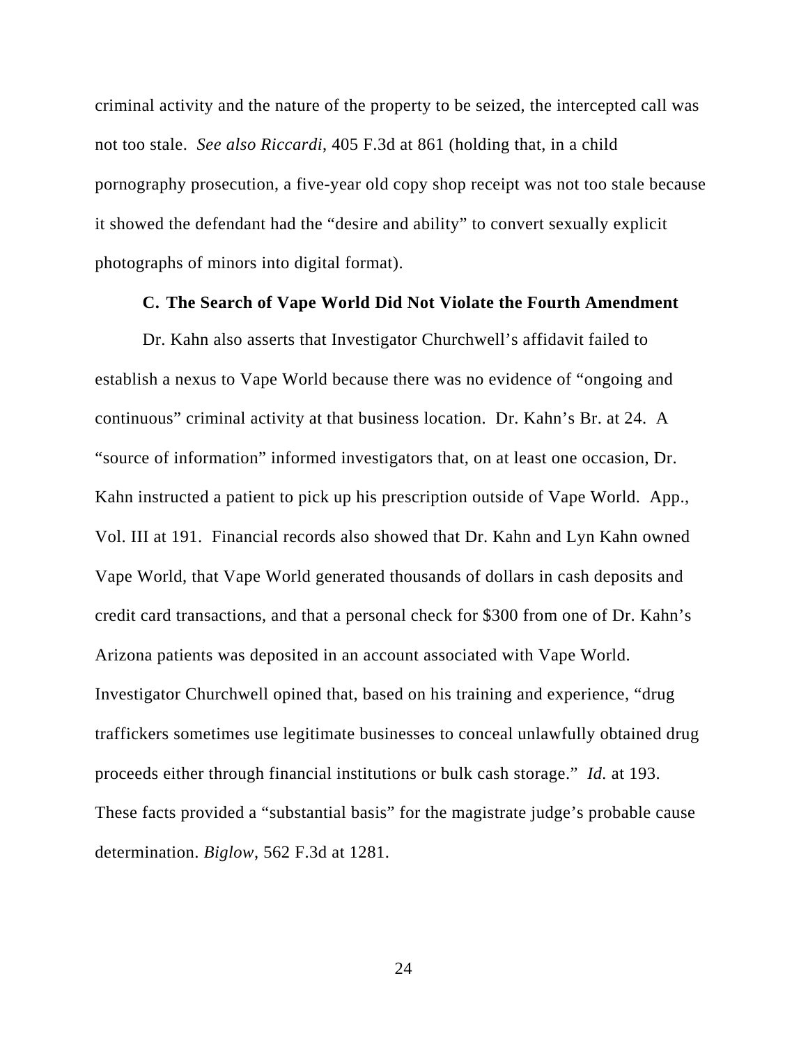criminal activity and the nature of the property to be seized, the intercepted call was not too stale. *See also Riccardi*, 405 F.3d at 861 (holding that, in a child pornography prosecution, a five-year old copy shop receipt was not too stale because it showed the defendant had the "desire and ability" to convert sexually explicit photographs of minors into digital format).

### C. The Search of Vape World Did Not Violate the Fourth Amendment

Dr. Kahn also asserts that Investigator Churchwell's affidavit failed to establish a nexus to Vape World because there was no evidence of "ongoing and continuous" criminal activity at that business location. Dr. Kahn's Br. at 24. A "source of information" informed investigators that, on at least one occasion, Dr. Kahn instructed a patient to pick up his prescription outside of Vape World. App., Vol. III at 191. Financial records also showed that Dr. Kahn and Lyn Kahn owned Vape World, that Vape World generated thousands of dollars in cash deposits and credit card transactions, and that a personal check for $300 from one of Dr. Kahn's Arizona patients was deposited in an account associated with Vape World. Investigator Churchwell opined that, based on his training and experience, "drug traffickers sometimes use legitimate businesses to conceal unlawfully obtained drug proceeds either through financial institutions or bulk cash storage." *Id.* at 193. These facts provided a "substantial basis" for the magistrate judge's probable cause determination. *Biglow*, 562 F.3d at 1281.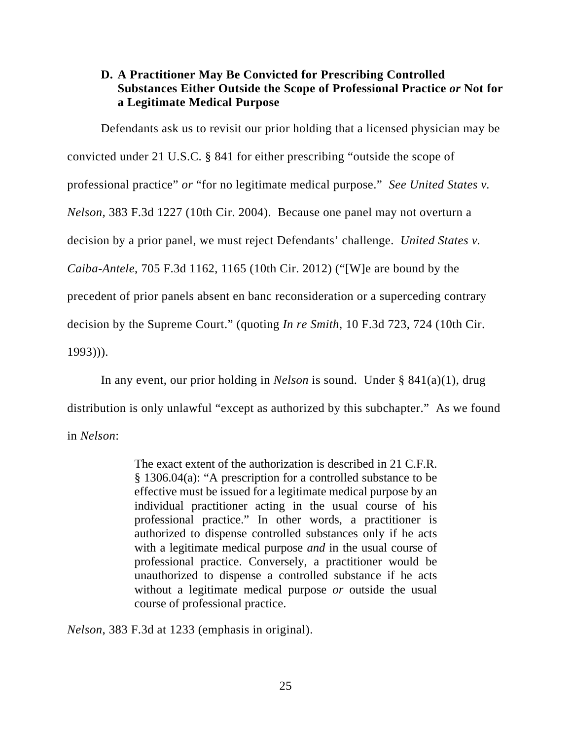### D. A Practitioner May Be Convicted for Prescribing Controlled Substances Either Outside the Scope of Professional Practice *or* Not for a Legitimate Medical Purpose

Defendants ask us to revisit our prior holding that a licensed physician may be convicted under 21 U.S.C. § 841 for either prescribing "outside the scope of professional practice" *or* "for no legitimate medical purpose." *See United States v. Nelson*, 383 F.3d 1227 (10th Cir. 2004). Because one panel may not overturn a decision by a prior panel, we must reject Defendants' challenge. *United States v. Caiba-Antele*, 705 F.3d 1162, 1165 (10th Cir. 2012) ("[W]e are bound by the precedent of prior panels absent en banc reconsideration or a superceding contrary decision by the Supreme Court." (quoting *In re Smith*, 10 F.3d 723, 724 (10th Cir. 1993))).

In any event, our prior holding in *Nelson* is sound. Under § 841(a)(1), drug distribution is only unlawful "except as authorized by this subchapter." As we found in *Nelson*:

> The exact extent of the authorization is described in 21 C.F.R. § 1306.04(a): "A prescription for a controlled substance to be effective must be issued for a legitimate medical purpose by an individual practitioner acting in the usual course of his professional practice." In other words, a practitioner is authorized to dispense controlled substances only if he acts with a legitimate medical purpose *and* in the usual course of professional practice. Conversely, a practitioner would be unauthorized to dispense a controlled substance if he acts without a legitimate medical purpose *or* outside the usual course of professional practice.

*Nelson*, 383 F.3d at 1233 (emphasis in original).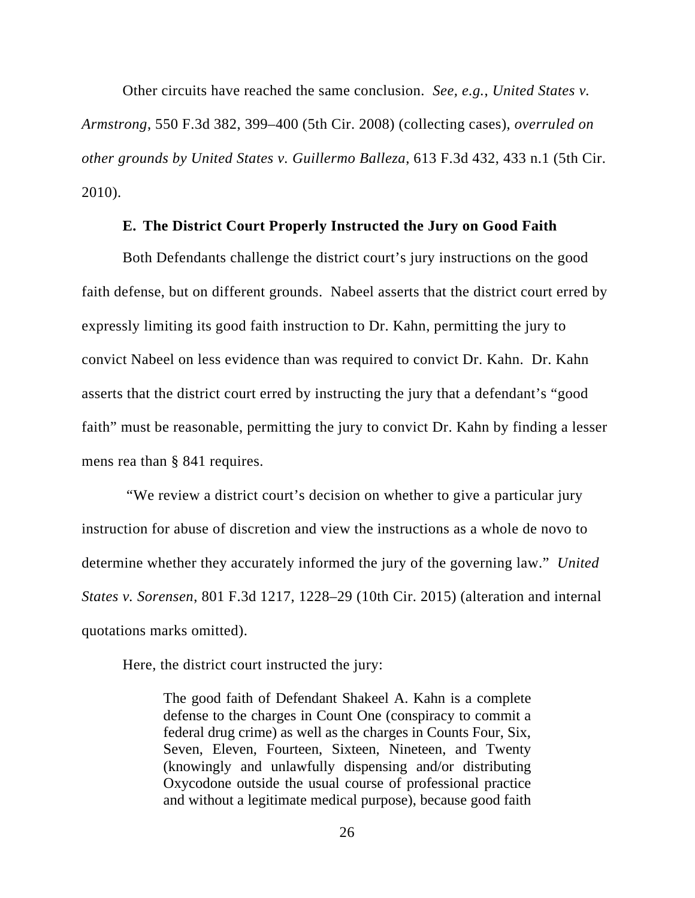Other circuits have reached the same conclusion. *See, e.g.*, *United States v. Armstrong*, 550 F.3d 382, 399–400 (5th Cir. 2008) (collecting cases), *overruled on other grounds by United States v. Guillermo Balleza*, 613 F.3d 432, 433 n.1 (5th Cir. 2010).

### E. The District Court Properly Instructed the Jury on Good Faith

Both Defendants challenge the district court's jury instructions on the good faith defense, but on different grounds. Nabeel asserts that the district court erred by expressly limiting its good faith instruction to Dr. Kahn, permitting the jury to convict Nabeel on less evidence than was required to convict Dr. Kahn. Dr. Kahn asserts that the district court erred by instructing the jury that a defendant's "good faith" must be reasonable, permitting the jury to convict Dr. Kahn by finding a lesser mens rea than § 841 requires.

"We review a district court's decision on whether to give a particular jury instruction for abuse of discretion and view the instructions as a whole de novo to determine whether they accurately informed the jury of the governing law." *United States v. Sorensen*, 801 F.3d 1217, 1228–29 (10th Cir. 2015) (alteration and internal quotations marks omitted).

Here, the district court instructed the jury:

> The good faith of Defendant Shakeel A. Kahn is a complete defense to the charges in Count One (conspiracy to commit a federal drug crime) as well as the charges in Counts Four, Six, Seven, Eleven, Fourteen, Sixteen, Nineteen, and Twenty (knowingly and unlawfully dispensing and/or distributing Oxycodone outside the usual course of professional practice and without a legitimate medical purpose), because good faith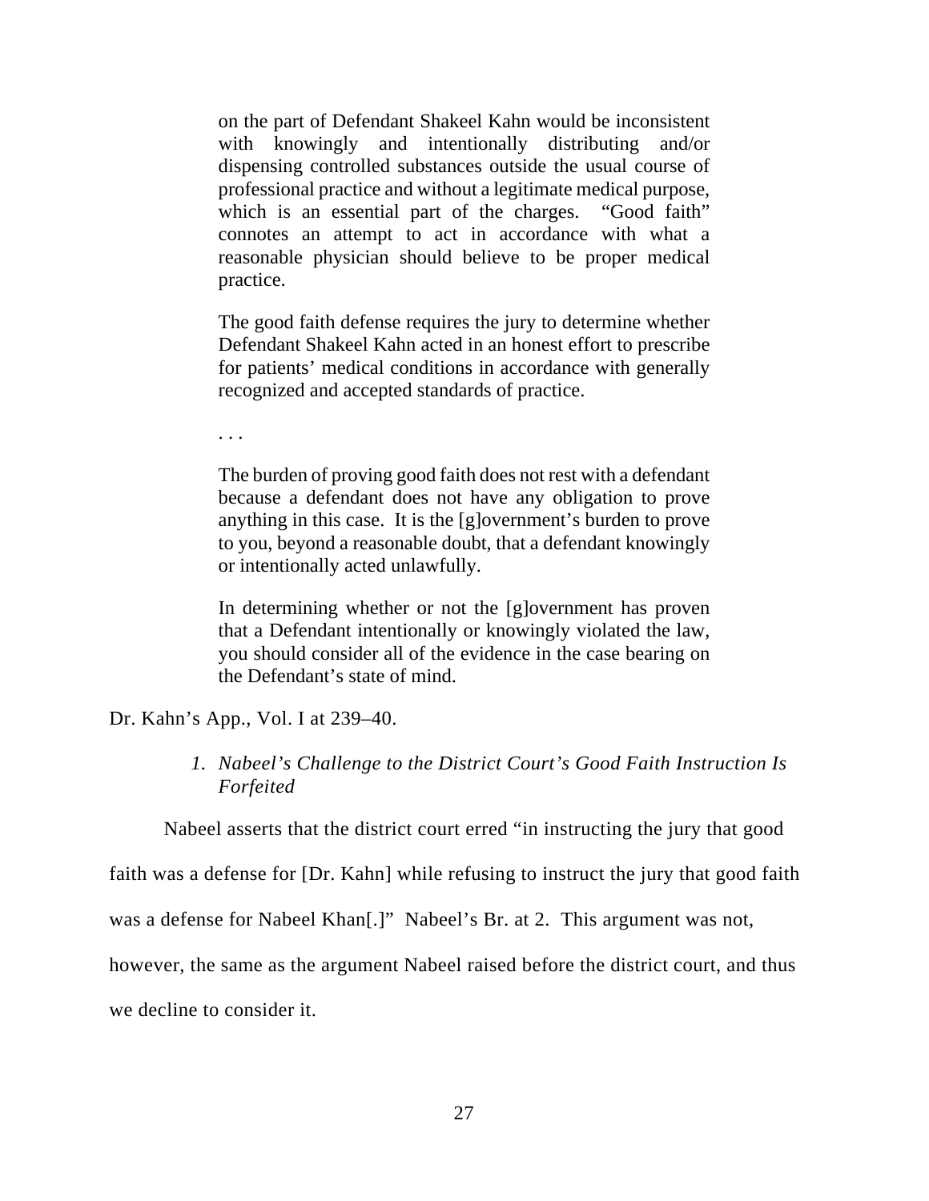> on the part of Defendant Shakeel Kahn would be inconsistent with knowingly and intentionally distributing and/or dispensing controlled substances outside the usual course of professional practice and without a legitimate medical purpose, which is an essential part of the charges. "Good faith" connotes an attempt to act in accordance with what a reasonable physician should believe to be proper medical practice.
>
> The good faith defense requires the jury to determine whether Defendant Shakeel Kahn acted in an honest effort to prescribe for patients' medical conditions in accordance with generally recognized and accepted standards of practice.
>
> . . .
>
> The burden of proving good faith does not rest with a defendant because a defendant does not have any obligation to prove anything in this case. It is the [g]overnment's burden to prove to you, beyond a reasonable doubt, that a defendant knowingly or intentionally acted unlawfully.
>
> In determining whether or not the [g]overnment has proven that a Defendant intentionally or knowingly violated the law, you should consider all of the evidence in the case bearing on the Defendant's state of mind.

Dr. Kahn's App., Vol. I at 239–40.

### *1. Nabeel's Challenge to the District Court's Good Faith Instruction Is Forfeited*

Nabeel asserts that the district court erred "in instructing the jury that good faith was a defense for [Dr. Kahn] while refusing to instruct the jury that good faith was a defense for Nabeel Khan[.]" Nabeel's Br. at 2. This argument was not, however, the same as the argument Nabeel raised before the district court, and thus we decline to consider it.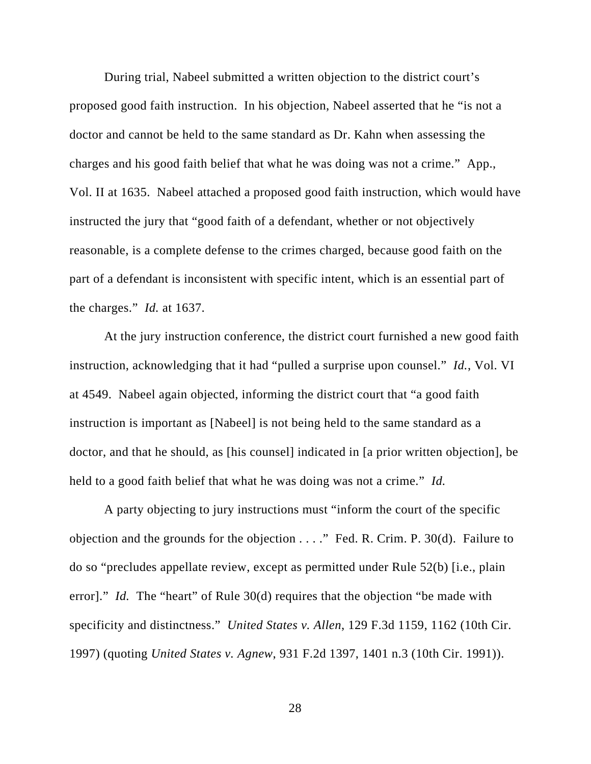During trial, Nabeel submitted a written objection to the district court's proposed good faith instruction. In his objection, Nabeel asserted that he "is not a doctor and cannot be held to the same standard as Dr. Kahn when assessing the charges and his good faith belief that what he was doing was not a crime." App., Vol. II at 1635. Nabeel attached a proposed good faith instruction, which would have instructed the jury that "good faith of a defendant, whether or not objectively reasonable, is a complete defense to the crimes charged, because good faith on the part of a defendant is inconsistent with specific intent, which is an essential part of the charges." *Id.* at 1637.

At the jury instruction conference, the district court furnished a new good faith instruction, acknowledging that it had "pulled a surprise upon counsel." *Id.*, Vol. VI at 4549. Nabeel again objected, informing the district court that "a good faith instruction is important as [Nabeel] is not being held to the same standard as a doctor, and that he should, as [his counsel] indicated in [a prior written objection], be held to a good faith belief that what he was doing was not a crime." *Id.*

A party objecting to jury instructions must "inform the court of the specific objection and the grounds for the objection . . . ." Fed. R. Crim. P. 30(d). Failure to do so "precludes appellate review, except as permitted under Rule 52(b) [i.e., plain error]." *Id.* The "heart" of Rule 30(d) requires that the objection "be made with specificity and distinctness." *United States v. Allen*, 129 F.3d 1159, 1162 (10th Cir. 1997) (quoting *United States v. Agnew*, 931 F.2d 1397, 1401 n.3 (10th Cir. 1991)).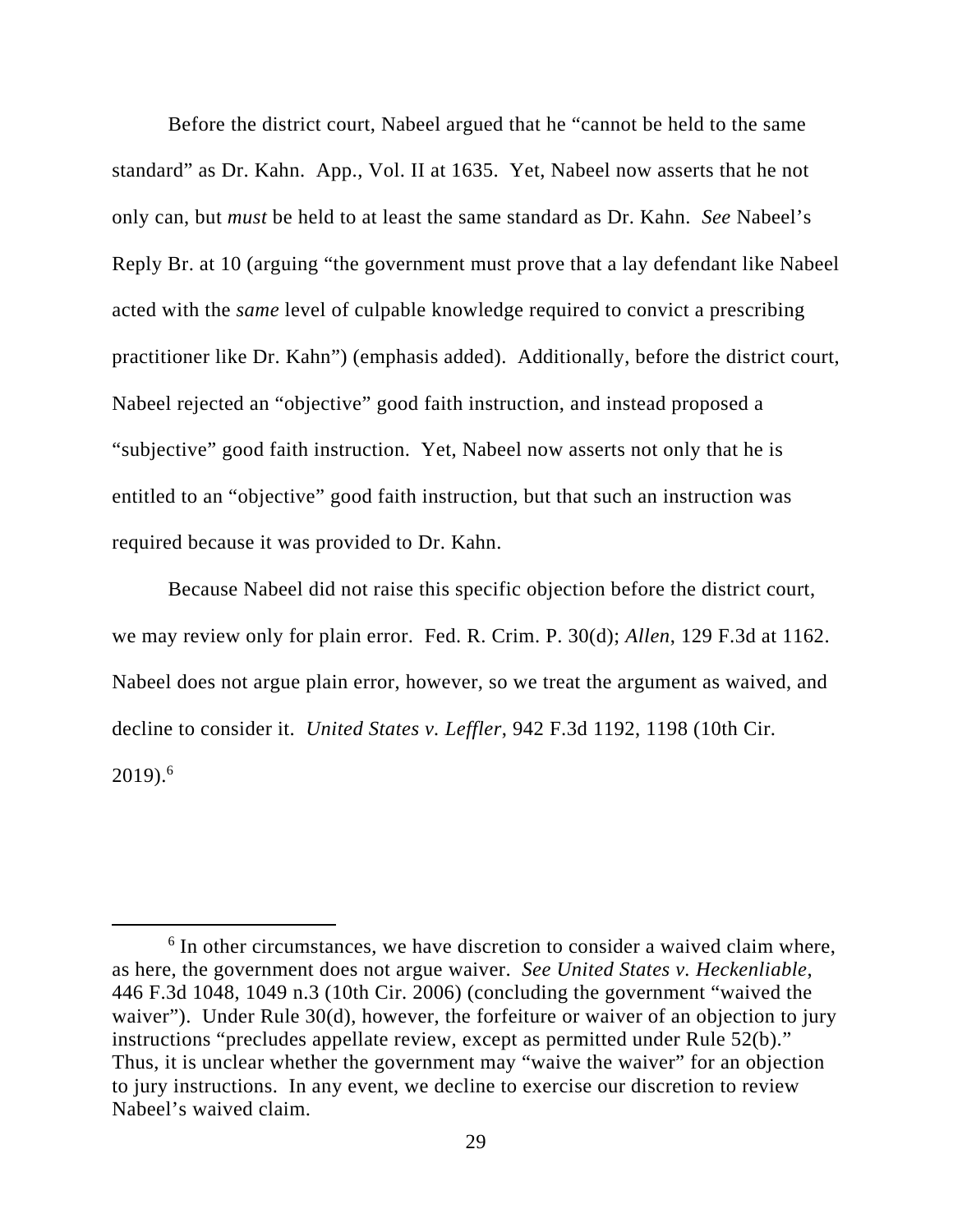Before the district court, Nabeel argued that he "cannot be held to the same standard" as Dr. Kahn. App., Vol. II at 1635. Yet, Nabeel now asserts that he not only can, but *must* be held to at least the same standard as Dr. Kahn. *See* Nabeel's Reply Br. at 10 (arguing "the government must prove that a lay defendant like Nabeel acted with the *same* level of culpable knowledge required to convict a prescribing practitioner like Dr. Kahn") (emphasis added). Additionally, before the district court, Nabeel rejected an "objective" good faith instruction, and instead proposed a "subjective" good faith instruction. Yet, Nabeel now asserts not only that he is entitled to an "objective" good faith instruction, but that such an instruction was required because it was provided to Dr. Kahn.

Because Nabeel did not raise this specific objection before the district court, we may review only for plain error. Fed. R. Crim. P. 30(d); *Allen*, 129 F.3d at 1162. Nabeel does not argue plain error, however, so we treat the argument as waived, and decline to consider it. *United States v. Leffler*, 942 F.3d 1192, 1198 (10th Cir. 2019).[6]

[6] In other circumstances, we have discretion to consider a waived claim where, as here, the government does not argue waiver. *See United States v. Heckenliable*, 446 F.3d 1048, 1049 n.3 (10th Cir. 2006) (concluding the government "waived the waiver"). Under Rule 30(d), however, the forfeiture or waiver of an objection to jury instructions "precludes appellate review, except as permitted under Rule 52(b)." Thus, it is unclear whether the government may "waive the waiver" for an objection to jury instructions. In any event, we decline to exercise our discretion to review Nabeel's waived claim.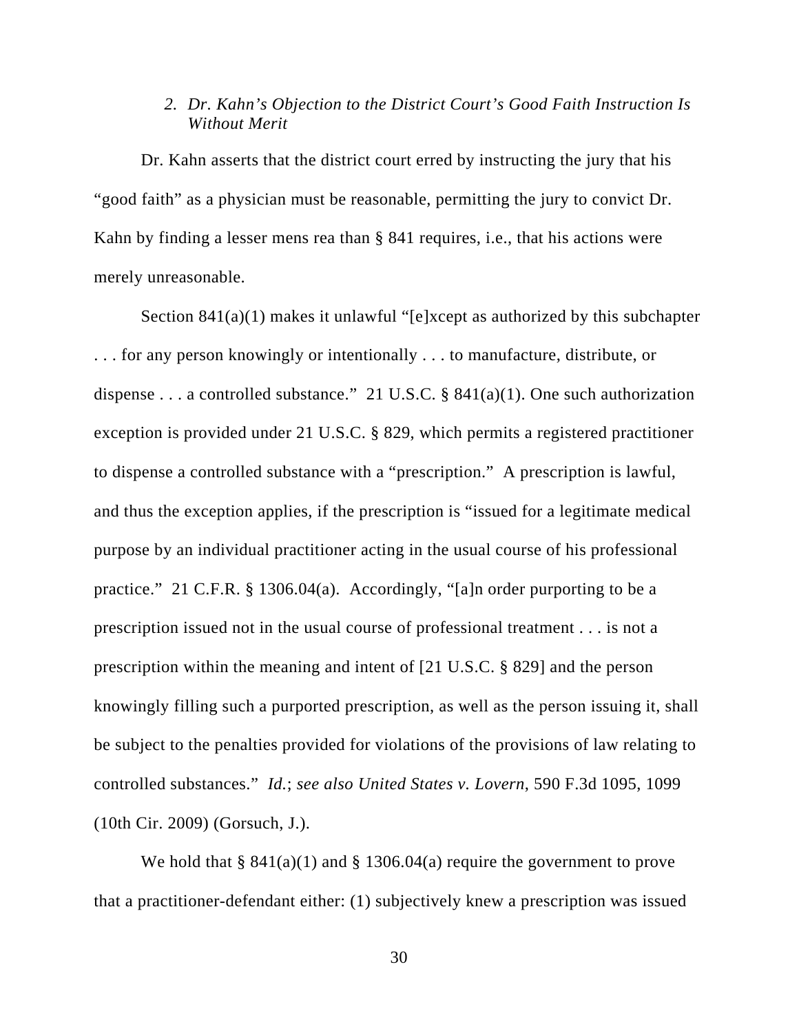### *2. Dr. Kahn's Objection to the District Court's Good Faith Instruction Is Without Merit*

Dr. Kahn asserts that the district court erred by instructing the jury that his "good faith" as a physician must be reasonable, permitting the jury to convict Dr. Kahn by finding a lesser mens rea than § 841 requires, i.e., that his actions were merely unreasonable.

Section 841(a)(1) makes it unlawful "[e]xcept as authorized by this subchapter . . . for any person knowingly or intentionally . . . to manufacture, distribute, or dispense . . . a controlled substance." 21 U.S.C. § 841(a)(1). One such authorization exception is provided under 21 U.S.C. § 829, which permits a registered practitioner to dispense a controlled substance with a "prescription." A prescription is lawful, and thus the exception applies, if the prescription is "issued for a legitimate medical purpose by an individual practitioner acting in the usual course of his professional practice." 21 C.F.R. § 1306.04(a). Accordingly, "[a]n order purporting to be a prescription issued not in the usual course of professional treatment . . . is not a prescription within the meaning and intent of [21 U.S.C. § 829] and the person knowingly filling such a purported prescription, as well as the person issuing it, shall be subject to the penalties provided for violations of the provisions of law relating to controlled substances." *Id.*; *see also United States v. Lovern*, 590 F.3d 1095, 1099 (10th Cir. 2009) (Gorsuch, J.).

We hold that § 841(a)(1) and § 1306.04(a) require the government to prove that a practitioner-defendant either: (1) subjectively knew a prescription was issued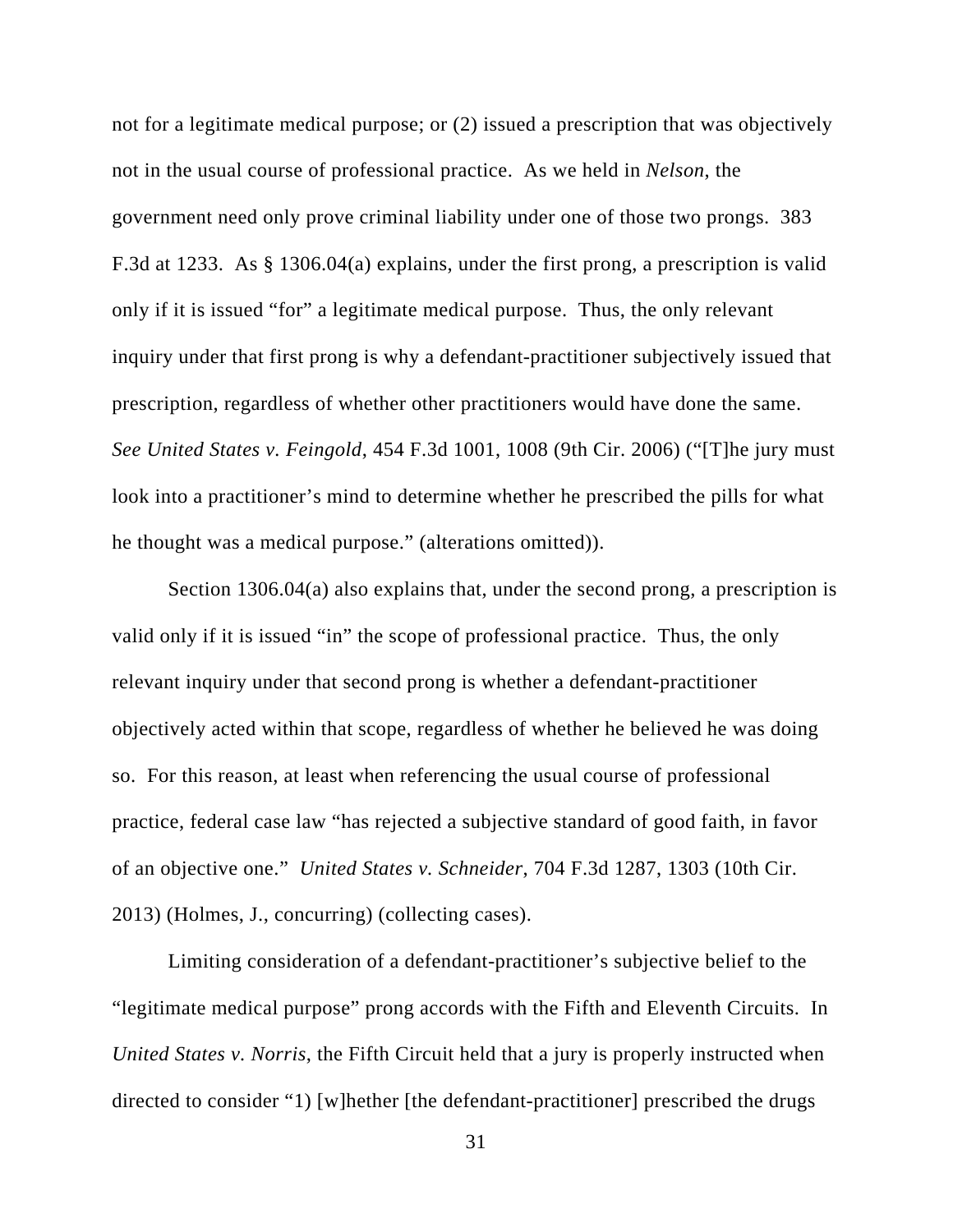not for a legitimate medical purpose; or (2) issued a prescription that was objectively not in the usual course of professional practice. As we held in *Nelson*, the government need only prove criminal liability under one of those two prongs. 383 F.3d at 1233. As § 1306.04(a) explains, under the first prong, a prescription is valid only if it is issued "for" a legitimate medical purpose. Thus, the only relevant inquiry under that first prong is why a defendant-practitioner subjectively issued that prescription, regardless of whether other practitioners would have done the same. *See United States v. Feingold*, 454 F.3d 1001, 1008 (9th Cir. 2006) ("[T]he jury must look into a practitioner's mind to determine whether he prescribed the pills for what he thought was a medical purpose." (alterations omitted)).

Section 1306.04(a) also explains that, under the second prong, a prescription is valid only if it is issued "in" the scope of professional practice. Thus, the only relevant inquiry under that second prong is whether a defendant-practitioner objectively acted within that scope, regardless of whether he believed he was doing so. For this reason, at least when referencing the usual course of professional practice, federal case law "has rejected a subjective standard of good faith, in favor of an objective one." *United States v. Schneider*, 704 F.3d 1287, 1303 (10th Cir. 2013) (Holmes, J., concurring) (collecting cases).

Limiting consideration of a defendant-practitioner's subjective belief to the "legitimate medical purpose" prong accords with the Fifth and Eleventh Circuits. In *United States v. Norris*, the Fifth Circuit held that a jury is properly instructed when directed to consider "1) [w]hether [the defendant-practitioner] prescribed the drugs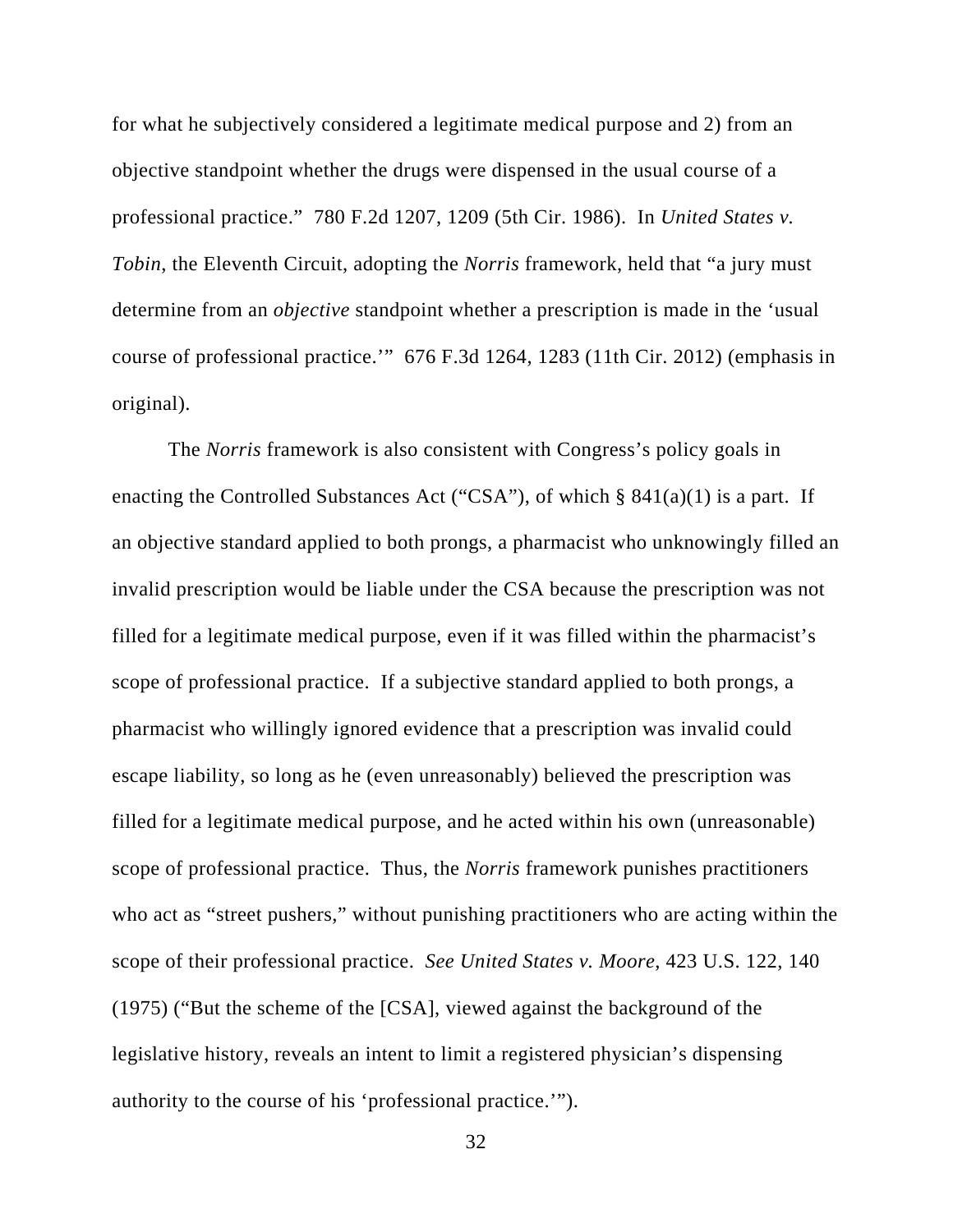for what he subjectively considered a legitimate medical purpose and 2) from an objective standpoint whether the drugs were dispensed in the usual course of a professional practice." 780 F.2d 1207, 1209 (5th Cir. 1986). In *United States v. Tobin*, the Eleventh Circuit, adopting the *Norris* framework, held that "a jury must determine from an *objective* standpoint whether a prescription is made in the 'usual course of professional practice.'" 676 F.3d 1264, 1283 (11th Cir. 2012) (emphasis in original).

The *Norris* framework is also consistent with Congress's policy goals in enacting the Controlled Substances Act ("CSA"), of which § 841(a)(1) is a part. If an objective standard applied to both prongs, a pharmacist who unknowingly filled an invalid prescription would be liable under the CSA because the prescription was not filled for a legitimate medical purpose, even if it was filled within the pharmacist's scope of professional practice. If a subjective standard applied to both prongs, a pharmacist who willingly ignored evidence that a prescription was invalid could escape liability, so long as he (even unreasonably) believed the prescription was filled for a legitimate medical purpose, and he acted within his own (unreasonable) scope of professional practice. Thus, the *Norris* framework punishes practitioners who act as "street pushers," without punishing practitioners who are acting within the scope of their professional practice. *See United States v. Moore*, 423 U.S. 122, 140 (1975) ("But the scheme of the [CSA], viewed against the background of the legislative history, reveals an intent to limit a registered physician's dispensing authority to the course of his 'professional practice.'").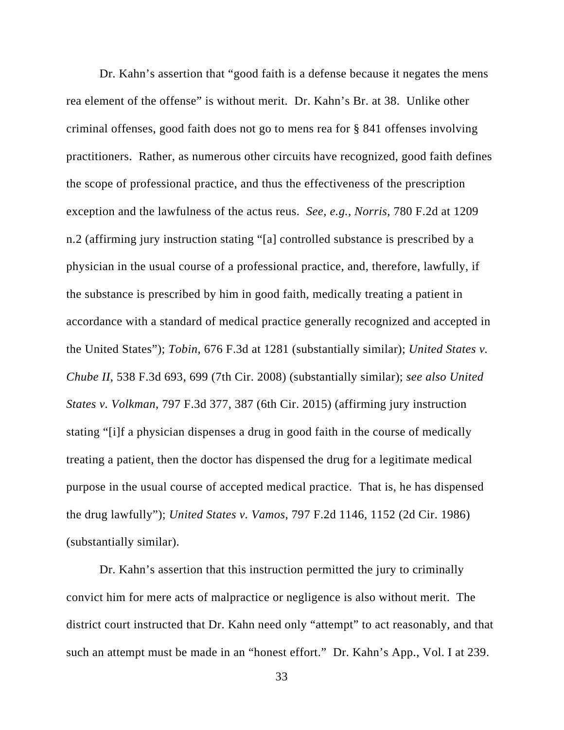Dr. Kahn's assertion that "good faith is a defense because it negates the mens rea element of the offense" is without merit. Dr. Kahn's Br. at 38. Unlike other criminal offenses, good faith does not go to mens rea for § 841 offenses involving practitioners. Rather, as numerous other circuits have recognized, good faith defines the scope of professional practice, and thus the effectiveness of the prescription exception and the lawfulness of the actus reus. *See, e.g.*, *Norris*, 780 F.2d at 1209 n.2 (affirming jury instruction stating "[a] controlled substance is prescribed by a physician in the usual course of a professional practice, and, therefore, lawfully, if the substance is prescribed by him in good faith, medically treating a patient in accordance with a standard of medical practice generally recognized and accepted in the United States"); *Tobin*, 676 F.3d at 1281 (substantially similar); *United States v. Chube II*, 538 F.3d 693, 699 (7th Cir. 2008) (substantially similar); *see also United States v. Volkman*, 797 F.3d 377, 387 (6th Cir. 2015) (affirming jury instruction stating "[i]f a physician dispenses a drug in good faith in the course of medically treating a patient, then the doctor has dispensed the drug for a legitimate medical purpose in the usual course of accepted medical practice. That is, he has dispensed the drug lawfully"); *United States v. Vamos*, 797 F.2d 1146, 1152 (2d Cir. 1986) (substantially similar).

Dr. Kahn's assertion that this instruction permitted the jury to criminally convict him for mere acts of malpractice or negligence is also without merit. The district court instructed that Dr. Kahn need only "attempt" to act reasonably, and that such an attempt must be made in an "honest effort." Dr. Kahn's App., Vol. I at 239.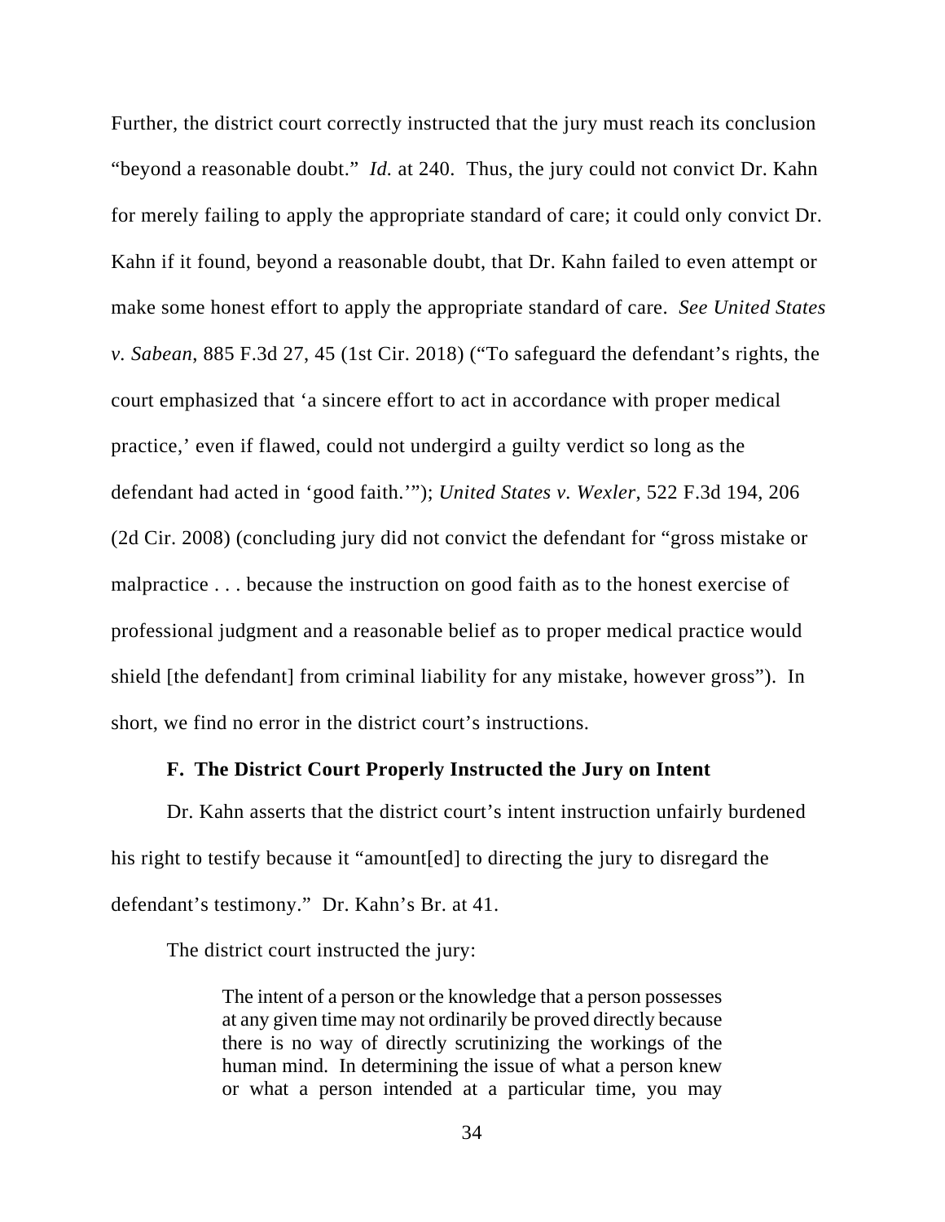Further, the district court correctly instructed that the jury must reach its conclusion "beyond a reasonable doubt." *Id.* at 240. Thus, the jury could not convict Dr. Kahn for merely failing to apply the appropriate standard of care; it could only convict Dr. Kahn if it found, beyond a reasonable doubt, that Dr. Kahn failed to even attempt or make some honest effort to apply the appropriate standard of care. *See United States v. Sabean*, 885 F.3d 27, 45 (1st Cir. 2018) ("To safeguard the defendant's rights, the court emphasized that 'a sincere effort to act in accordance with proper medical practice,' even if flawed, could not undergird a guilty verdict so long as the defendant had acted in 'good faith.'"); *United States v. Wexler*, 522 F.3d 194, 206 (2d Cir. 2008) (concluding jury did not convict the defendant for "gross mistake or malpractice . . . because the instruction on good faith as to the honest exercise of professional judgment and a reasonable belief as to proper medical practice would shield [the defendant] from criminal liability for any mistake, however gross"). In short, we find no error in the district court's instructions.

### F. The District Court Properly Instructed the Jury on Intent

Dr. Kahn asserts that the district court's intent instruction unfairly burdened his right to testify because it "amount[ed] to directing the jury to disregard the defendant's testimony." Dr. Kahn's Br. at 41.

The district court instructed the jury:

> The intent of a person or the knowledge that a person possesses at any given time may not ordinarily be proved directly because there is no way of directly scrutinizing the workings of the human mind. In determining the issue of what a person knew or what a person intended at a particular time, you may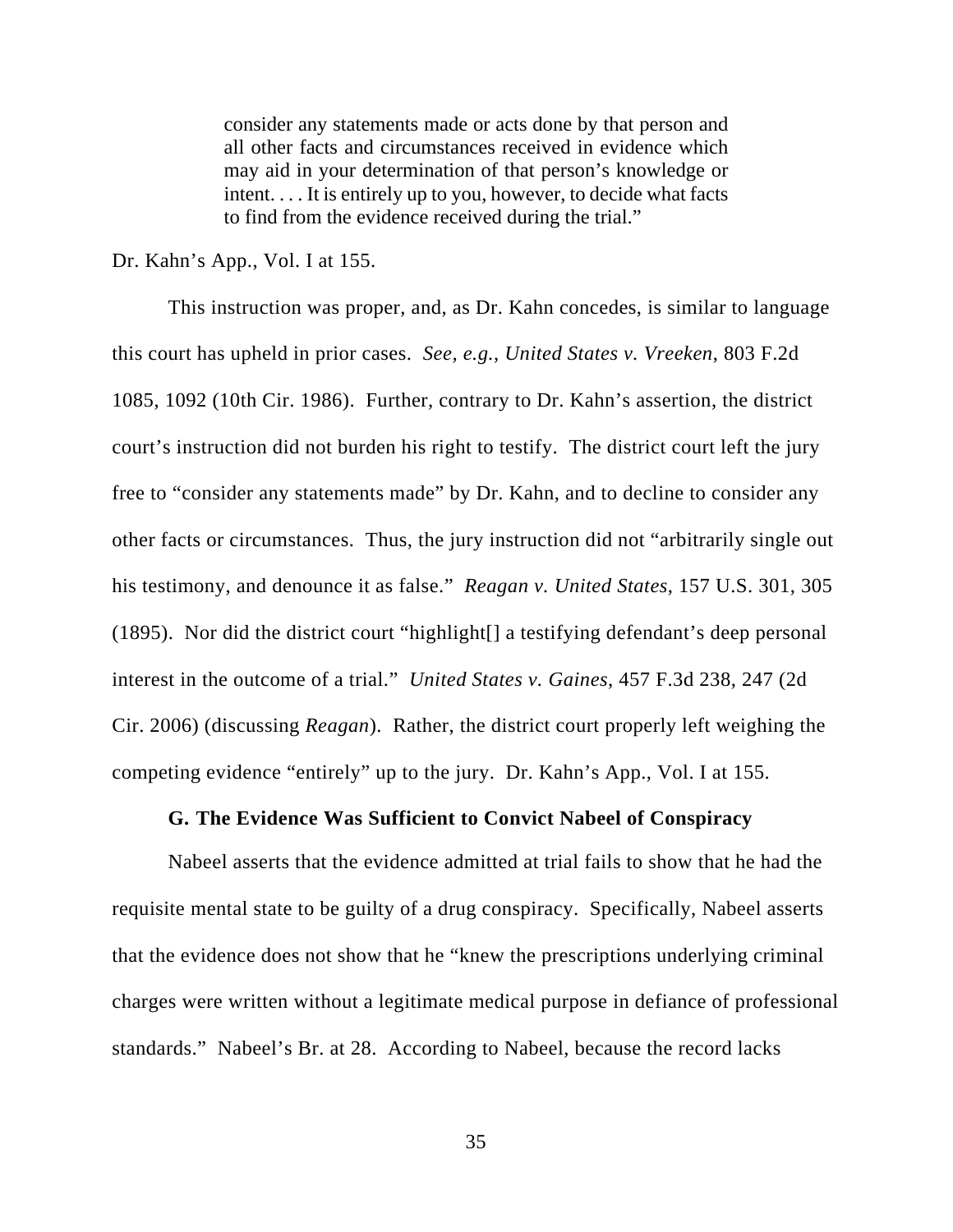> consider any statements made or acts done by that person and all other facts and circumstances received in evidence which may aid in your determination of that person's knowledge or intent. . . . It is entirely up to you, however, to decide what facts to find from the evidence received during the trial."

Dr. Kahn's App., Vol. I at 155.

This instruction was proper, and, as Dr. Kahn concedes, is similar to language this court has upheld in prior cases. *See, e.g.*, *United States v. Vreeken*, 803 F.2d 1085, 1092 (10th Cir. 1986). Further, contrary to Dr. Kahn's assertion, the district court's instruction did not burden his right to testify. The district court left the jury free to "consider any statements made" by Dr. Kahn, and to decline to consider any other facts or circumstances. Thus, the jury instruction did not "arbitrarily single out his testimony, and denounce it as false." *Reagan v. United States*, 157 U.S. 301, 305 (1895). Nor did the district court "highlight[] a testifying defendant's deep personal interest in the outcome of a trial." *United States v. Gaines*, 457 F.3d 238, 247 (2d Cir. 2006) (discussing *Reagan*). Rather, the district court properly left weighing the competing evidence "entirely" up to the jury. Dr. Kahn's App., Vol. I at 155.

### G. The Evidence Was Sufficient to Convict Nabeel of Conspiracy

Nabeel asserts that the evidence admitted at trial fails to show that he had the requisite mental state to be guilty of a drug conspiracy. Specifically, Nabeel asserts that the evidence does not show that he "knew the prescriptions underlying criminal charges were written without a legitimate medical purpose in defiance of professional standards." Nabeel's Br. at 28. According to Nabeel, because the record lacks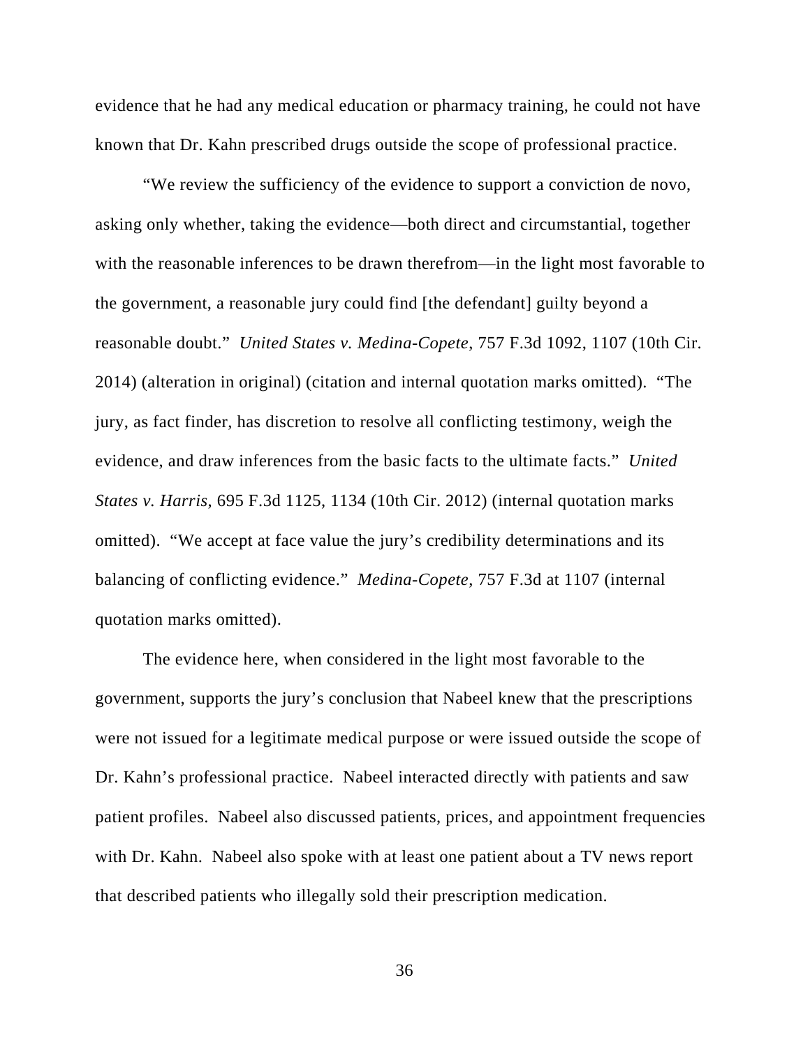evidence that he had any medical education or pharmacy training, he could not have known that Dr. Kahn prescribed drugs outside the scope of professional practice.

"We review the sufficiency of the evidence to support a conviction de novo, asking only whether, taking the evidence—both direct and circumstantial, together with the reasonable inferences to be drawn therefrom—in the light most favorable to the government, a reasonable jury could find [the defendant] guilty beyond a reasonable doubt." *United States v. Medina-Copete*, 757 F.3d 1092, 1107 (10th Cir. 2014) (alteration in original) (citation and internal quotation marks omitted). "The jury, as fact finder, has discretion to resolve all conflicting testimony, weigh the evidence, and draw inferences from the basic facts to the ultimate facts." *United States v. Harris*, 695 F.3d 1125, 1134 (10th Cir. 2012) (internal quotation marks omitted). "We accept at face value the jury's credibility determinations and its balancing of conflicting evidence." *Medina-Copete*, 757 F.3d at 1107 (internal quotation marks omitted).

The evidence here, when considered in the light most favorable to the government, supports the jury's conclusion that Nabeel knew that the prescriptions were not issued for a legitimate medical purpose or were issued outside the scope of Dr. Kahn's professional practice. Nabeel interacted directly with patients and saw patient profiles. Nabeel also discussed patients, prices, and appointment frequencies with Dr. Kahn. Nabeel also spoke with at least one patient about a TV news report that described patients who illegally sold their prescription medication.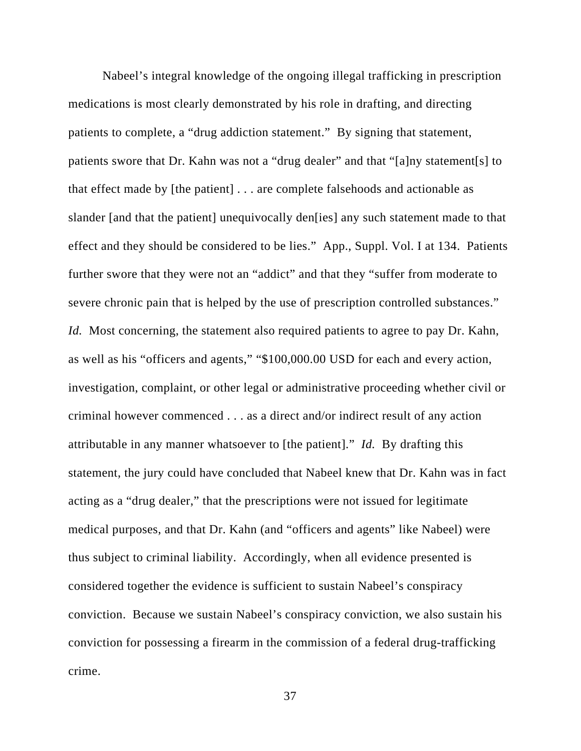Nabeel's integral knowledge of the ongoing illegal trafficking in prescription medications is most clearly demonstrated by his role in drafting, and directing patients to complete, a "drug addiction statement." By signing that statement, patients swore that Dr. Kahn was not a "drug dealer" and that "[a]ny statement[s] to that effect made by [the patient] . . . are complete falsehoods and actionable as slander [and that the patient] unequivocally den[ies] any such statement made to that effect and they should be considered to be lies." App., Suppl. Vol. I at 134. Patients further swore that they were not an "addict" and that they "suffer from moderate to severe chronic pain that is helped by the use of prescription controlled substances." *Id.* Most concerning, the statement also required patients to agree to pay Dr. Kahn, as well as his "officers and agents," "$100,000.00 USD for each and every action, investigation, complaint, or other legal or administrative proceeding whether civil or criminal however commenced . . . as a direct and/or indirect result of any action attributable in any manner whatsoever to [the patient]." *Id.* By drafting this statement, the jury could have concluded that Nabeel knew that Dr. Kahn was in fact acting as a "drug dealer," that the prescriptions were not issued for legitimate medical purposes, and that Dr. Kahn (and "officers and agents" like Nabeel) were thus subject to criminal liability. Accordingly, when all evidence presented is considered together the evidence is sufficient to sustain Nabeel's conspiracy conviction. Because we sustain Nabeel's conspiracy conviction, we also sustain his conviction for possessing a firearm in the commission of a federal drug-trafficking crime.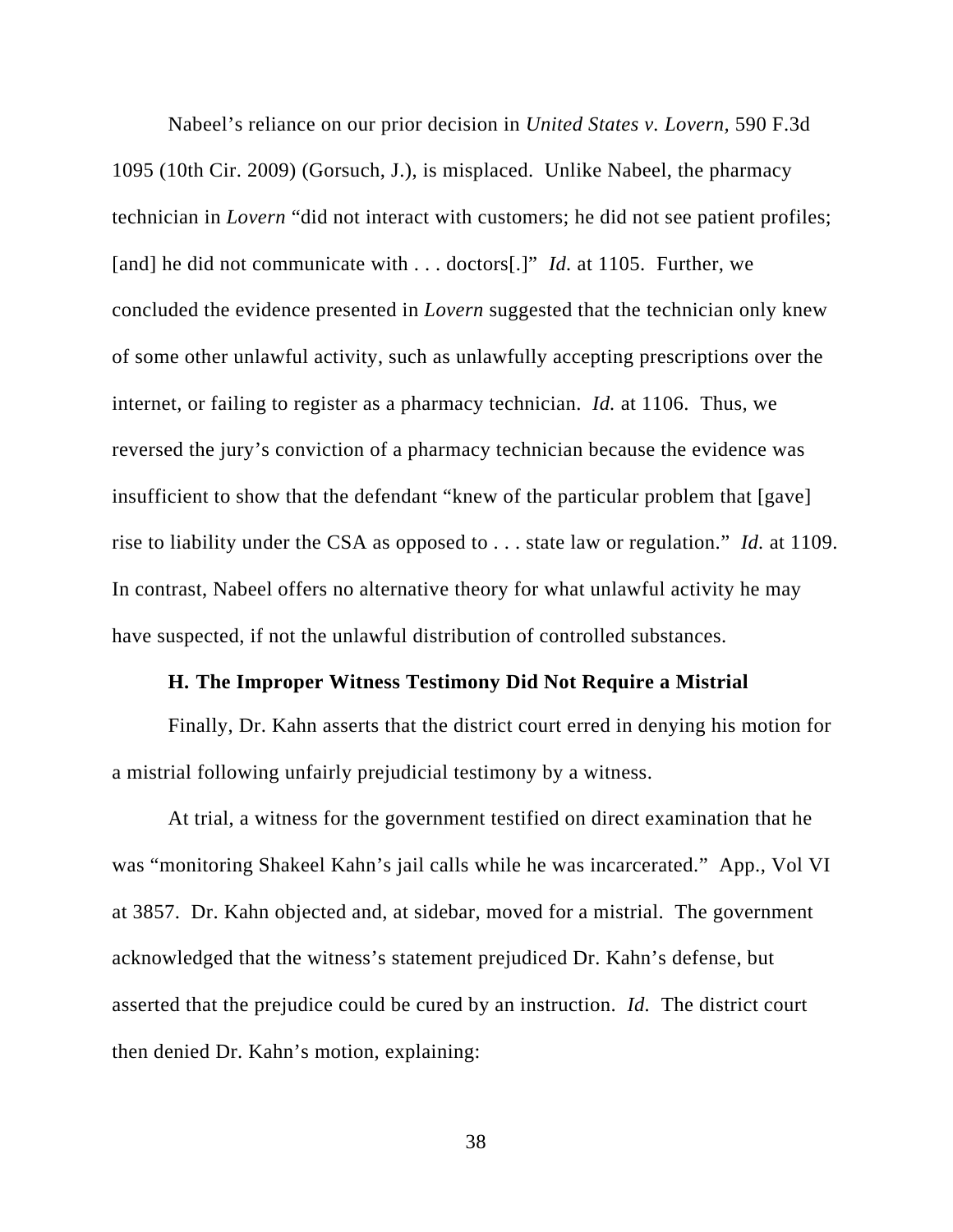Nabeel's reliance on our prior decision in *United States v. Lovern*, 590 F.3d 1095 (10th Cir. 2009) (Gorsuch, J.), is misplaced. Unlike Nabeel, the pharmacy technician in *Lovern* "did not interact with customers; he did not see patient profiles; [and] he did not communicate with . . . doctors[.]" *Id.* at 1105. Further, we concluded the evidence presented in *Lovern* suggested that the technician only knew of some other unlawful activity, such as unlawfully accepting prescriptions over the internet, or failing to register as a pharmacy technician. *Id.* at 1106. Thus, we reversed the jury's conviction of a pharmacy technician because the evidence was insufficient to show that the defendant "knew of the particular problem that [gave] rise to liability under the CSA as opposed to . . . state law or regulation." *Id.* at 1109. In contrast, Nabeel offers no alternative theory for what unlawful activity he may have suspected, if not the unlawful distribution of controlled substances.

### H. The Improper Witness Testimony Did Not Require a Mistrial

Finally, Dr. Kahn asserts that the district court erred in denying his motion for a mistrial following unfairly prejudicial testimony by a witness.

At trial, a witness for the government testified on direct examination that he was "monitoring Shakeel Kahn's jail calls while he was incarcerated." App., Vol VI at 3857. Dr. Kahn objected and, at sidebar, moved for a mistrial. The government acknowledged that the witness's statement prejudiced Dr. Kahn's defense, but asserted that the prejudice could be cured by an instruction. *Id.* The district court then denied Dr. Kahn's motion, explaining: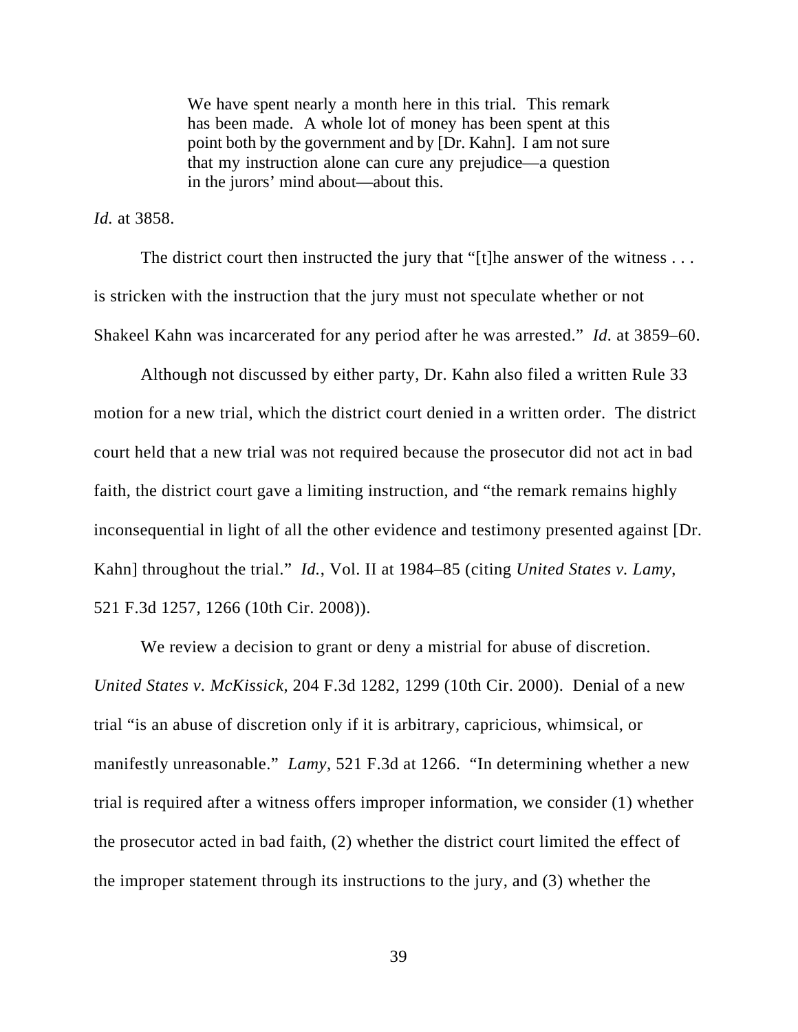> We have spent nearly a month here in this trial. This remark has been made. A whole lot of money has been spent at this point both by the government and by [Dr. Kahn]. I am not sure that my instruction alone can cure any prejudice—a question in the jurors' mind about—about this.

*Id.* at 3858.

The district court then instructed the jury that "[t]he answer of the witness . . . is stricken with the instruction that the jury must not speculate whether or not Shakeel Kahn was incarcerated for any period after he was arrested." *Id.* at 3859–60.

Although not discussed by either party, Dr. Kahn also filed a written Rule 33 motion for a new trial, which the district court denied in a written order. The district court held that a new trial was not required because the prosecutor did not act in bad faith, the district court gave a limiting instruction, and "the remark remains highly inconsequential in light of all the other evidence and testimony presented against [Dr. Kahn] throughout the trial." *Id.*, Vol. II at 1984–85 (citing *United States v. Lamy*, 521 F.3d 1257, 1266 (10th Cir. 2008)).

We review a decision to grant or deny a mistrial for abuse of discretion. *United States v. McKissick*, 204 F.3d 1282, 1299 (10th Cir. 2000). Denial of a new trial "is an abuse of discretion only if it is arbitrary, capricious, whimsical, or manifestly unreasonable." *Lamy*, 521 F.3d at 1266. "In determining whether a new trial is required after a witness offers improper information, we consider (1) whether the prosecutor acted in bad faith, (2) whether the district court limited the effect of the improper statement through its instructions to the jury, and (3) whether the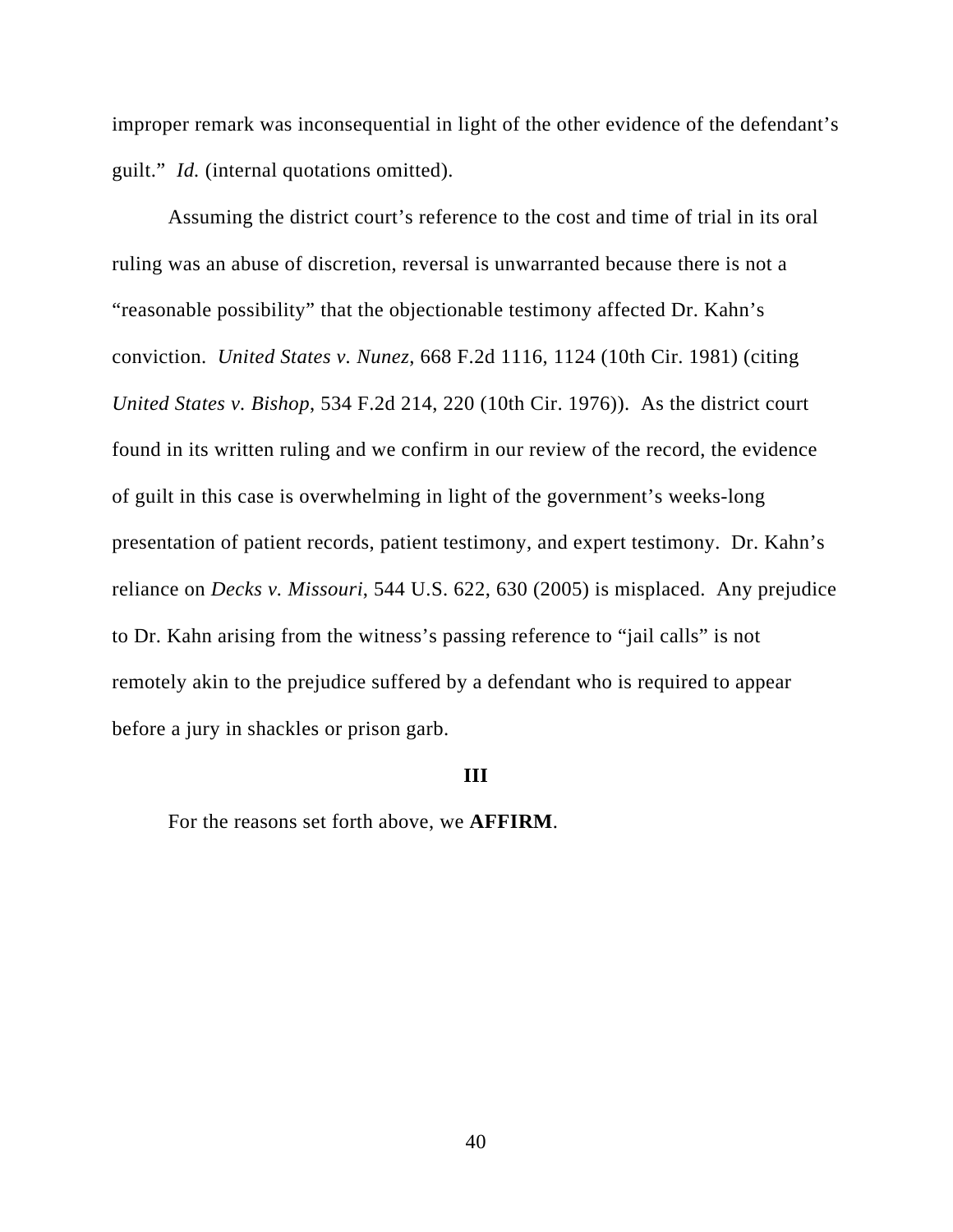improper remark was inconsequential in light of the other evidence of the defendant's guilt." *Id.* (internal quotations omitted).

Assuming the district court's reference to the cost and time of trial in its oral ruling was an abuse of discretion, reversal is unwarranted because there is not a "reasonable possibility" that the objectionable testimony affected Dr. Kahn's conviction. *United States v. Nunez*, 668 F.2d 1116, 1124 (10th Cir. 1981) (citing *United States v. Bishop*, 534 F.2d 214, 220 (10th Cir. 1976)). As the district court found in its written ruling and we confirm in our review of the record, the evidence of guilt in this case is overwhelming in light of the government's weeks-long presentation of patient records, patient testimony, and expert testimony. Dr. Kahn's reliance on *Decks v. Missouri*, 544 U.S. 622, 630 (2005) is misplaced. Any prejudice to Dr. Kahn arising from the witness's passing reference to "jail calls" is not remotely akin to the prejudice suffered by a defendant who is required to appear before a jury in shackles or prison garb.

## III

For the reasons set forth above, we **AFFIRM**.